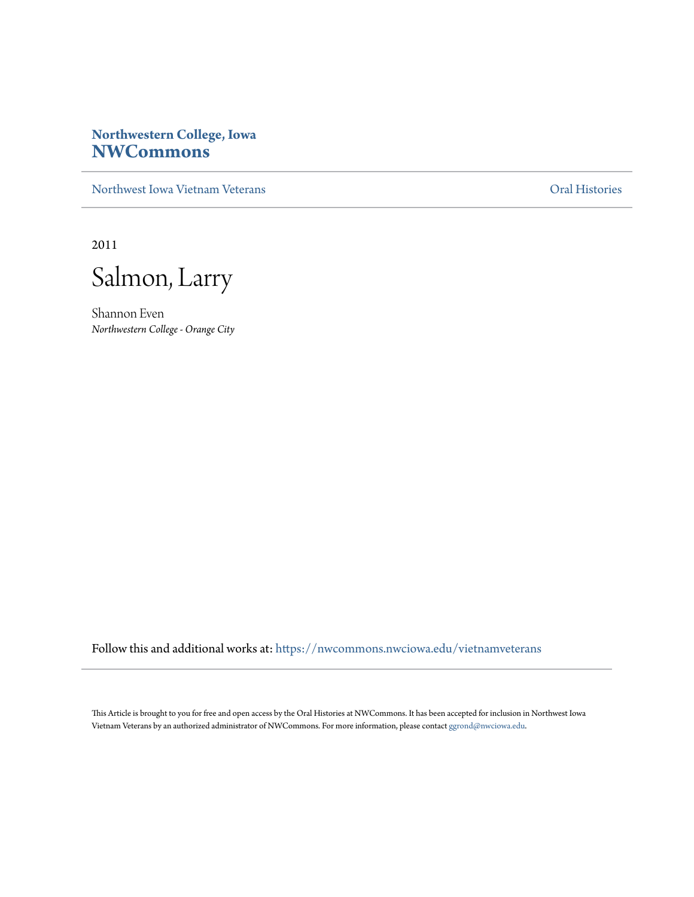**Northwestern College, Iowa**
**NWCommons**

Northwest Iowa Vietnam Veterans | Oral Histories

2011

# Salmon, Larry

Shannon Even
*Northwestern College - Orange City*

Follow this and additional works at: https://nwcommons.nwciowa.edu/vietnamveterans

This Article is brought to you for free and open access by the Oral Histories at NWCommons. It has been accepted for inclusion in Northwest Iowa Vietnam Veterans by an authorized administrator of NWCommons. For more information, please contact ggrond@nwciowa.edu.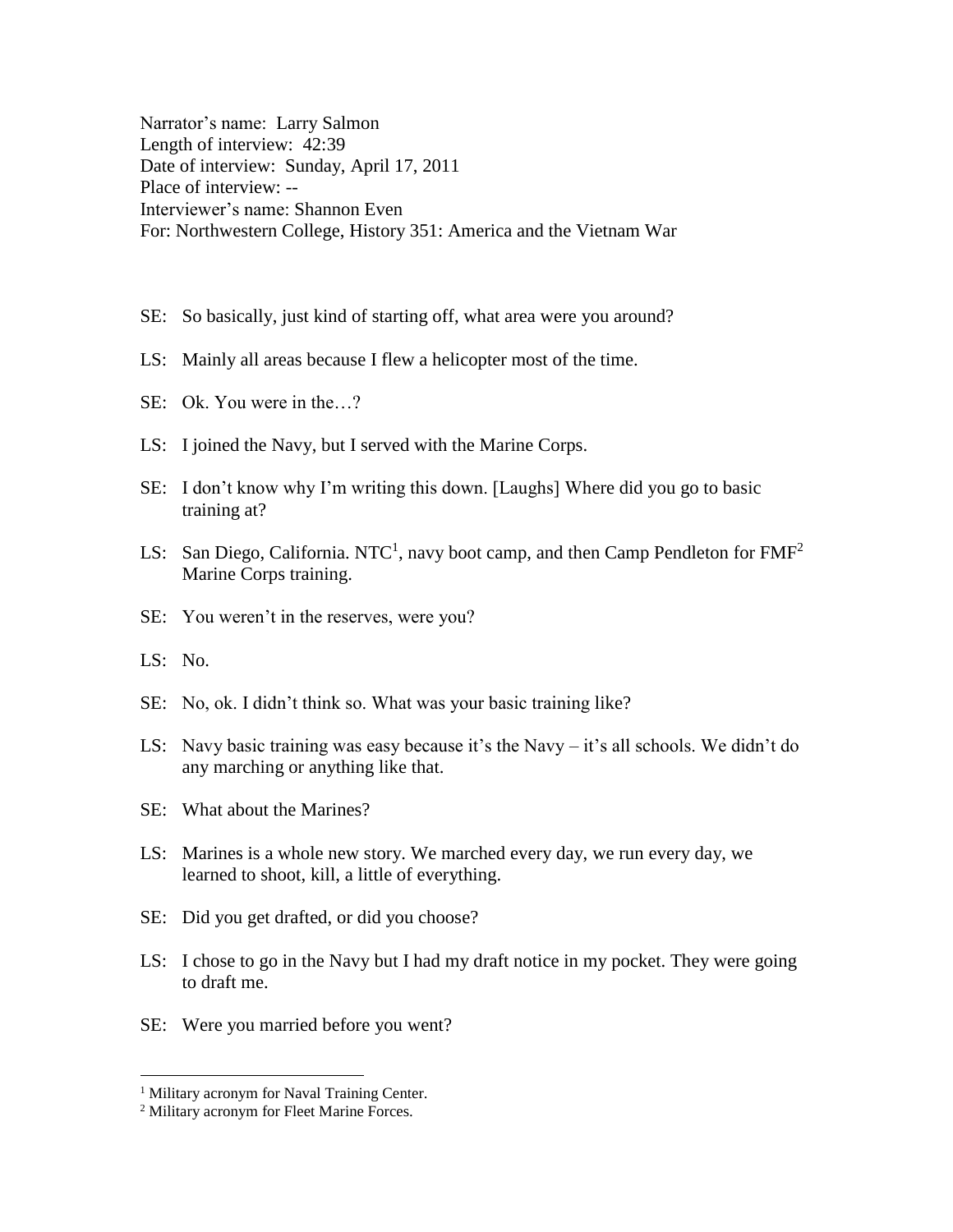Narrator's name: Larry Salmon
Length of interview: 42:39
Date of interview: Sunday, April 17, 2011
Place of interview: --
Interviewer's name: Shannon Even
For: Northwestern College, History 351: America and the Vietnam War

SE: So basically, just kind of starting off, what area were you around?

LS: Mainly all areas because I flew a helicopter most of the time.

SE: Ok. You were in the…?

LS: I joined the Navy, but I served with the Marine Corps.

SE: I don't know why I'm writing this down. [Laughs] Where did you go to basic training at?

LS: San Diego, California. NTC[1], navy boot camp, and then Camp Pendleton for FMF[2] Marine Corps training.

SE: You weren't in the reserves, were you?

LS: No.

SE: No, ok. I didn't think so. What was your basic training like?

LS: Navy basic training was easy because it's the Navy – it's all schools. We didn't do any marching or anything like that.

SE: What about the Marines?

LS: Marines is a whole new story. We marched every day, we run every day, we learned to shoot, kill, a little of everything.

SE: Did you get drafted, or did you choose?

LS: I chose to go in the Navy but I had my draft notice in my pocket. They were going to draft me.

SE: Were you married before you went?

---

[1] Military acronym for Naval Training Center.

[2] Military acronym for Fleet Marine Forces.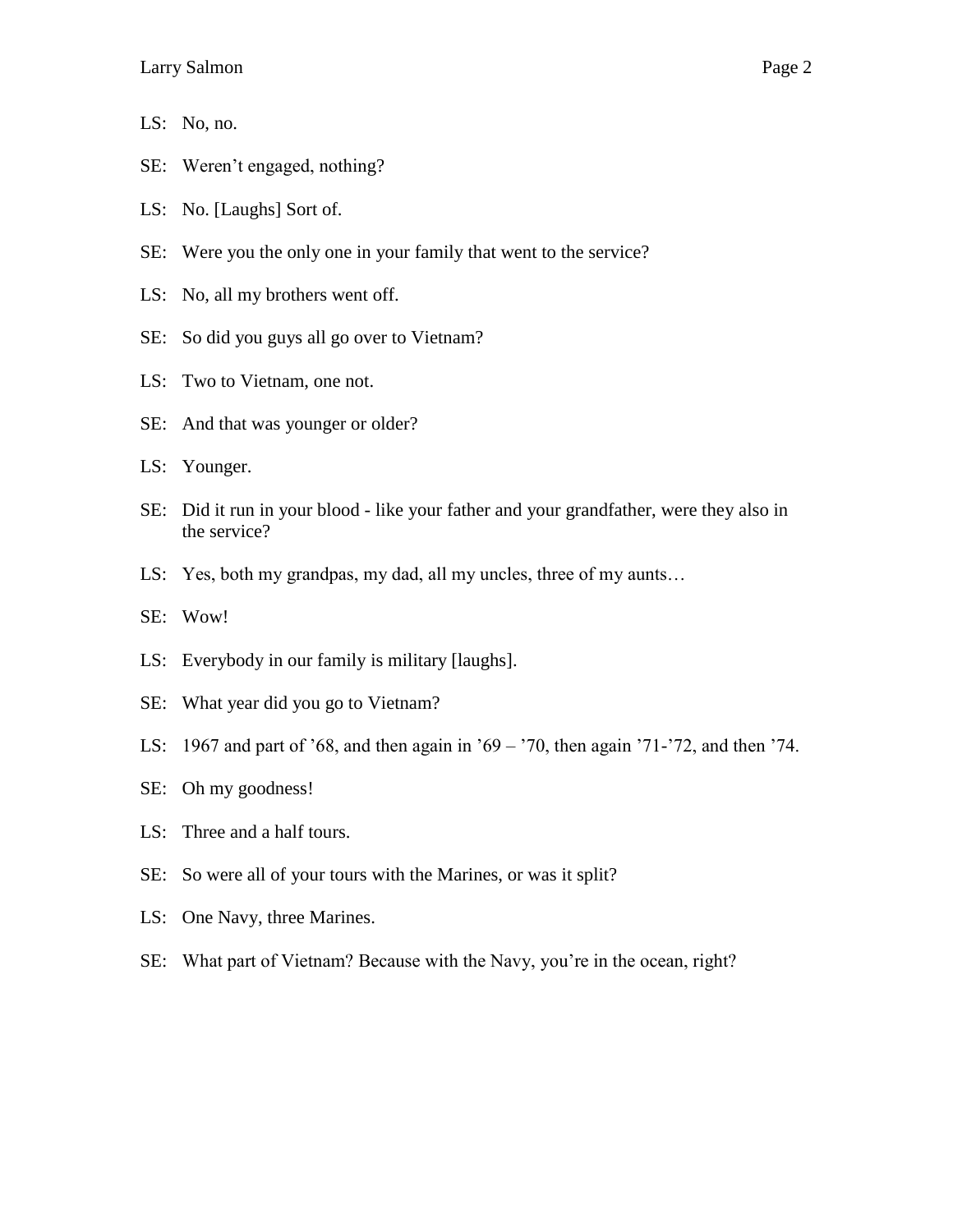LS: No, no.

SE: Weren't engaged, nothing?

LS: No. [Laughs] Sort of.

SE: Were you the only one in your family that went to the service?

LS: No, all my brothers went off.

SE: So did you guys all go over to Vietnam?

LS: Two to Vietnam, one not.

SE: And that was younger or older?

LS: Younger.

SE: Did it run in your blood - like your father and your grandfather, were they also in the service?

LS: Yes, both my grandpas, my dad, all my uncles, three of my aunts…

SE: Wow!

LS: Everybody in our family is military [laughs].

SE: What year did you go to Vietnam?

LS: 1967 and part of '68, and then again in '69 – '70, then again '71-'72, and then '74.

SE: Oh my goodness!

LS: Three and a half tours.

SE: So were all of your tours with the Marines, or was it split?

LS: One Navy, three Marines.

SE: What part of Vietnam? Because with the Navy, you're in the ocean, right?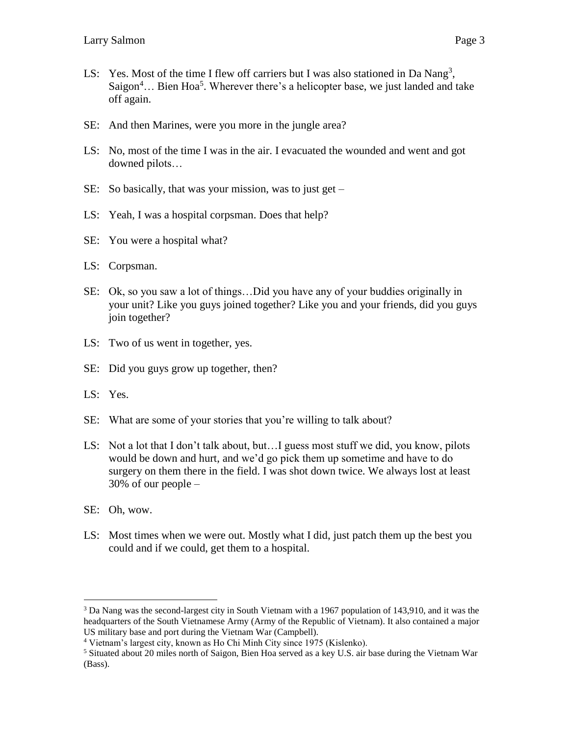LS: Yes. Most of the time I flew off carriers but I was also stationed in Da Nang[3], Saigon[4]… Bien Hoa[5]. Wherever there's a helicopter base, we just landed and take off again.

SE: And then Marines, were you more in the jungle area?

LS: No, most of the time I was in the air. I evacuated the wounded and went and got downed pilots…

SE: So basically, that was your mission, was to just get –

LS: Yeah, I was a hospital corpsman. Does that help?

SE: You were a hospital what?

LS: Corpsman.

SE: Ok, so you saw a lot of things…Did you have any of your buddies originally in your unit? Like you guys joined together? Like you and your friends, did you guys join together?

LS: Two of us went in together, yes.

SE: Did you guys grow up together, then?

LS: Yes.

SE: What are some of your stories that you're willing to talk about?

LS: Not a lot that I don't talk about, but…I guess most stuff we did, you know, pilots would be down and hurt, and we'd go pick them up sometime and have to do surgery on them there in the field. I was shot down twice. We always lost at least 30% of our people –

SE: Oh, wow.

LS: Most times when we were out. Mostly what I did, just patch them up the best you could and if we could, get them to a hospital.

---

[3] Da Nang was the second-largest city in South Vietnam with a 1967 population of 143,910, and it was the headquarters of the South Vietnamese Army (Army of the Republic of Vietnam). It also contained a major US military base and port during the Vietnam War (Campbell).

[4] Vietnam's largest city, known as Ho Chi Minh City since 1975 (Kislenko).

[5] Situated about 20 miles north of Saigon, Bien Hoa served as a key U.S. air base during the Vietnam War (Bass).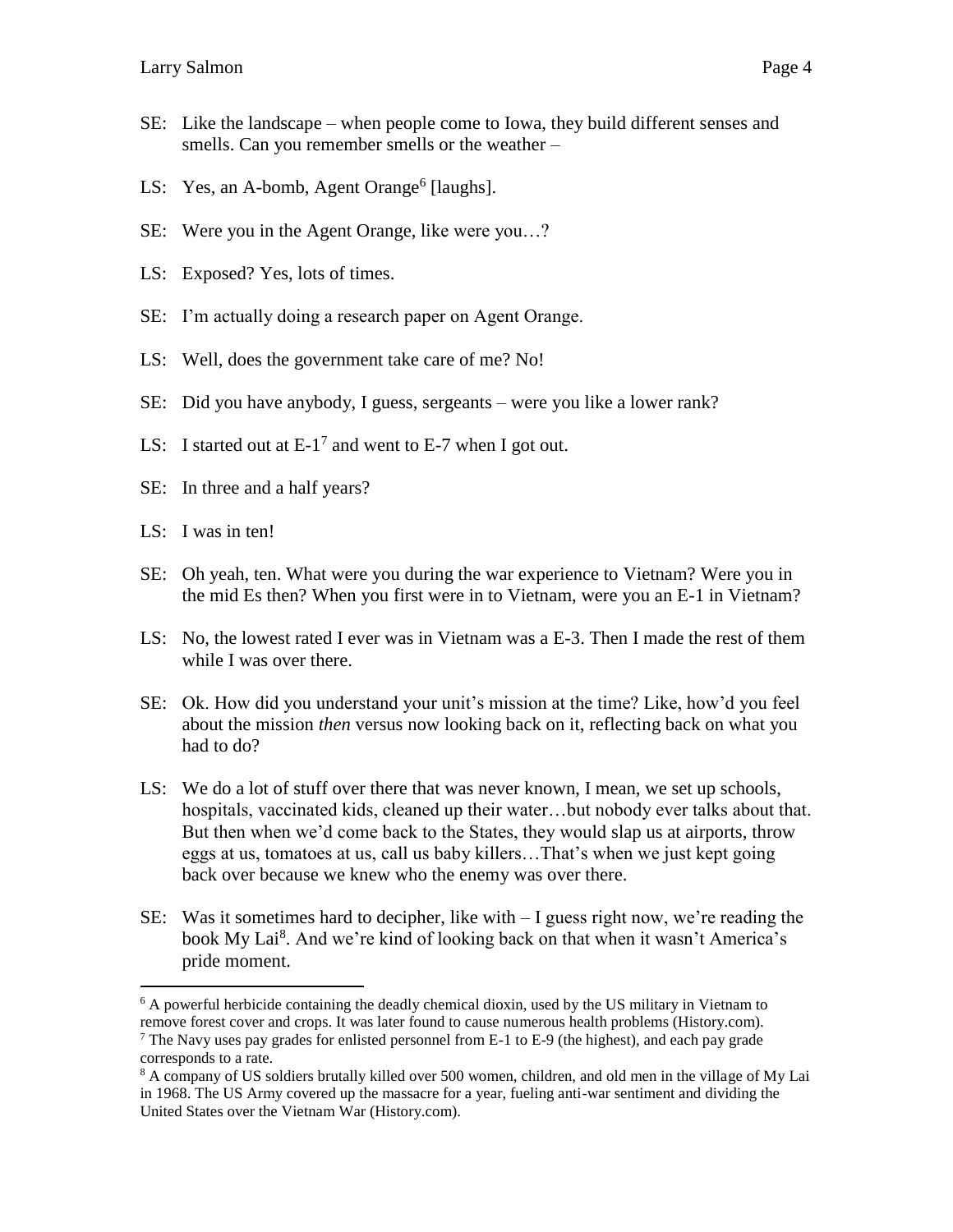SE: Like the landscape – when people come to Iowa, they build different senses and smells. Can you remember smells or the weather –

LS: Yes, an A-bomb, Agent Orange[6] [laughs].

SE: Were you in the Agent Orange, like were you…?

LS: Exposed? Yes, lots of times.

SE: I'm actually doing a research paper on Agent Orange.

LS: Well, does the government take care of me? No!

SE: Did you have anybody, I guess, sergeants – were you like a lower rank?

LS: I started out at E-1[7] and went to E-7 when I got out.

SE: In three and a half years?

LS: I was in ten!

SE: Oh yeah, ten. What were you during the war experience to Vietnam? Were you in the mid Es then? When you first were in to Vietnam, were you an E-1 in Vietnam?

LS: No, the lowest rated I ever was in Vietnam was a E-3. Then I made the rest of them while I was over there.

SE: Ok. How did you understand your unit's mission at the time? Like, how'd you feel about the mission *then* versus now looking back on it, reflecting back on what you had to do?

LS: We do a lot of stuff over there that was never known, I mean, we set up schools, hospitals, vaccinated kids, cleaned up their water…but nobody ever talks about that. But then when we'd come back to the States, they would slap us at airports, throw eggs at us, tomatoes at us, call us baby killers…That's when we just kept going back over because we knew who the enemy was over there.

SE: Was it sometimes hard to decipher, like with – I guess right now, we're reading the book My Lai[8]. And we're kind of looking back on that when it wasn't America's pride moment.

---

[6] A powerful herbicide containing the deadly chemical dioxin, used by the US military in Vietnam to remove forest cover and crops. It was later found to cause numerous health problems (History.com).

[7] The Navy uses pay grades for enlisted personnel from E-1 to E-9 (the highest), and each pay grade corresponds to a rate.

[8] A company of US soldiers brutally killed over 500 women, children, and old men in the village of My Lai in 1968. The US Army covered up the massacre for a year, fueling anti-war sentiment and dividing the United States over the Vietnam War (History.com).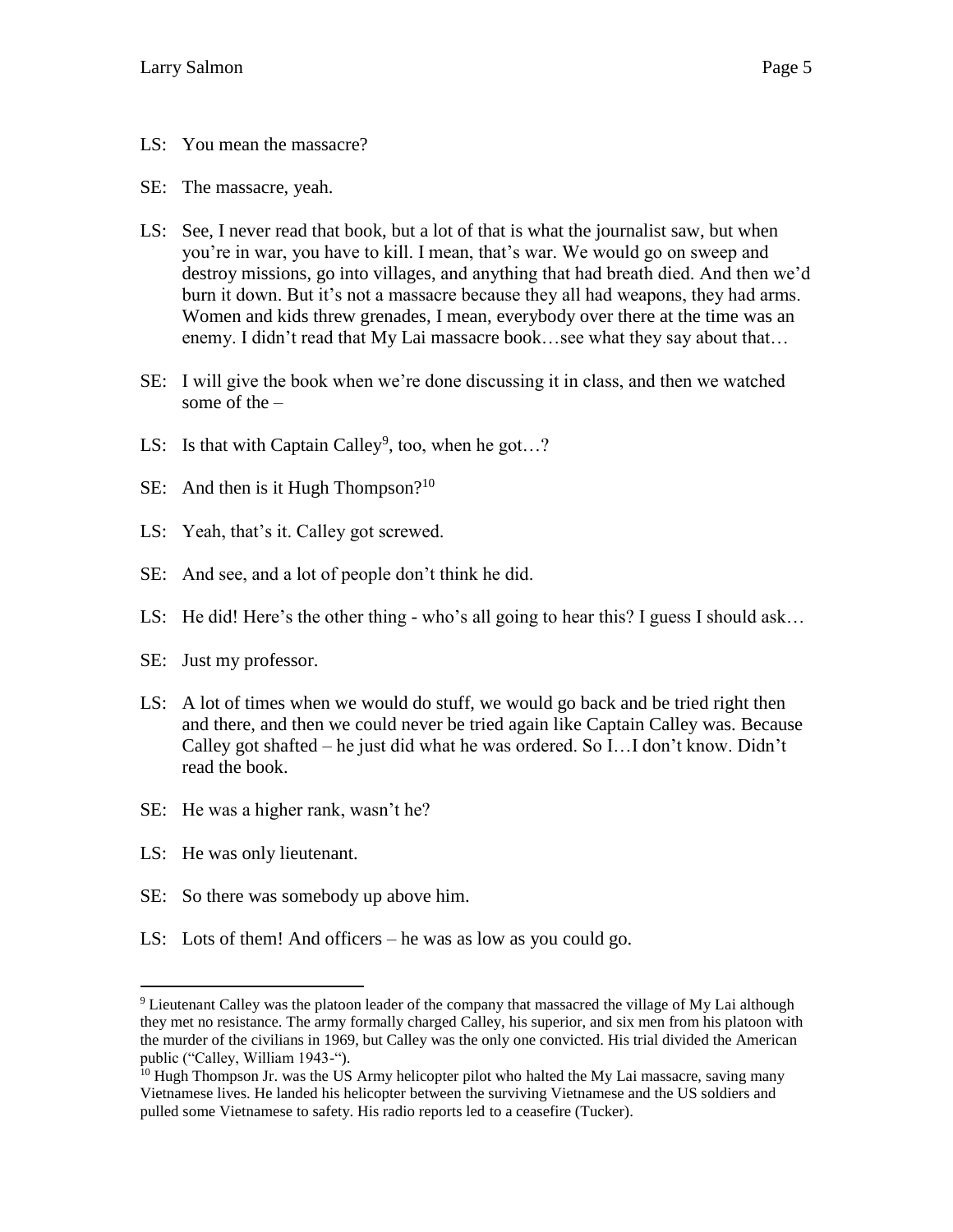LS: You mean the massacre?

SE: The massacre, yeah.

LS: See, I never read that book, but a lot of that is what the journalist saw, but when you're in war, you have to kill. I mean, that's war. We would go on sweep and destroy missions, go into villages, and anything that had breath died. And then we'd burn it down. But it's not a massacre because they all had weapons, they had arms. Women and kids threw grenades, I mean, everybody over there at the time was an enemy. I didn't read that My Lai massacre book…see what they say about that…

SE: I will give the book when we're done discussing it in class, and then we watched some of the –

LS: Is that with Captain Calley[9], too, when he got…?

SE: And then is it Hugh Thompson?[10]

LS: Yeah, that's it. Calley got screwed.

SE: And see, and a lot of people don't think he did.

LS: He did! Here's the other thing - who's all going to hear this? I guess I should ask…

SE: Just my professor.

LS: A lot of times when we would do stuff, we would go back and be tried right then and there, and then we could never be tried again like Captain Calley was. Because Calley got shafted – he just did what he was ordered. So I…I don't know. Didn't read the book.

SE: He was a higher rank, wasn't he?

LS: He was only lieutenant.

SE: So there was somebody up above him.

LS: Lots of them! And officers – he was as low as you could go.

---

[9] Lieutenant Calley was the platoon leader of the company that massacred the village of My Lai although they met no resistance. The army formally charged Calley, his superior, and six men from his platoon with the murder of the civilians in 1969, but Calley was the only one convicted. His trial divided the American public ("Calley, William 1943-").

[10] Hugh Thompson Jr. was the US Army helicopter pilot who halted the My Lai massacre, saving many Vietnamese lives. He landed his helicopter between the surviving Vietnamese and the US soldiers and pulled some Vietnamese to safety. His radio reports led to a ceasefire (Tucker).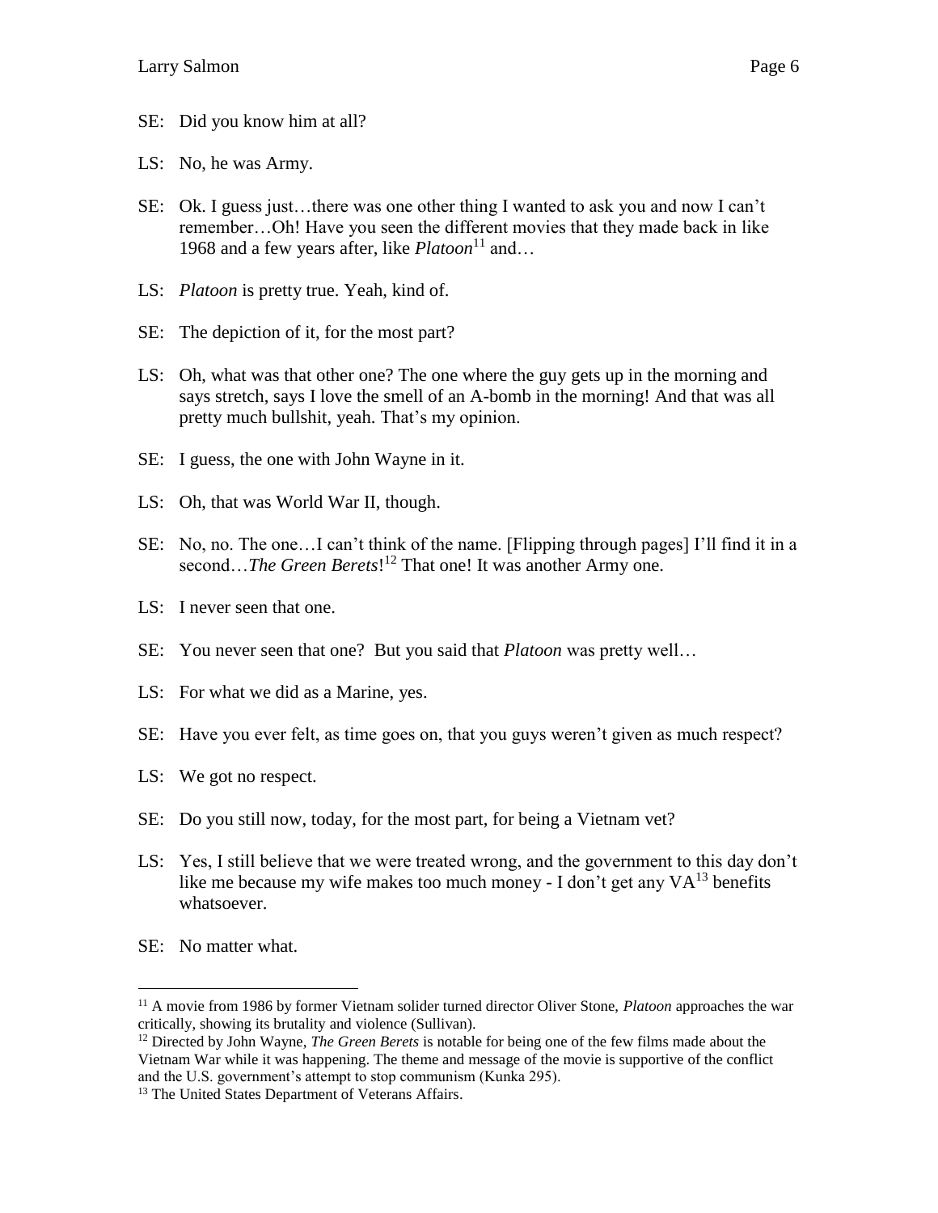SE: Did you know him at all?

LS: No, he was Army.

SE: Ok. I guess just…there was one other thing I wanted to ask you and now I can't remember…Oh! Have you seen the different movies that they made back in like 1968 and a few years after, like *Platoon*[11] and…

LS: *Platoon* is pretty true. Yeah, kind of.

SE: The depiction of it, for the most part?

LS: Oh, what was that other one? The one where the guy gets up in the morning and says stretch, says I love the smell of an A-bomb in the morning! And that was all pretty much bullshit, yeah. That's my opinion.

SE: I guess, the one with John Wayne in it.

LS: Oh, that was World War II, though.

SE: No, no. The one…I can't think of the name. [Flipping through pages] I'll find it in a second…*The Green Berets*![12] That one! It was another Army one.

LS: I never seen that one.

SE: You never seen that one? But you said that *Platoon* was pretty well…

LS: For what we did as a Marine, yes.

SE: Have you ever felt, as time goes on, that you guys weren't given as much respect?

LS: We got no respect.

SE: Do you still now, today, for the most part, for being a Vietnam vet?

LS: Yes, I still believe that we were treated wrong, and the government to this day don't like me because my wife makes too much money - I don't get any VA[13] benefits whatsoever.

SE: No matter what.

---

[11] A movie from 1986 by former Vietnam solider turned director Oliver Stone, *Platoon* approaches the war critically, showing its brutality and violence (Sullivan).

[12] Directed by John Wayne, *The Green Berets* is notable for being one of the few films made about the Vietnam War while it was happening. The theme and message of the movie is supportive of the conflict and the U.S. government's attempt to stop communism (Kunka 295).

[13] The United States Department of Veterans Affairs.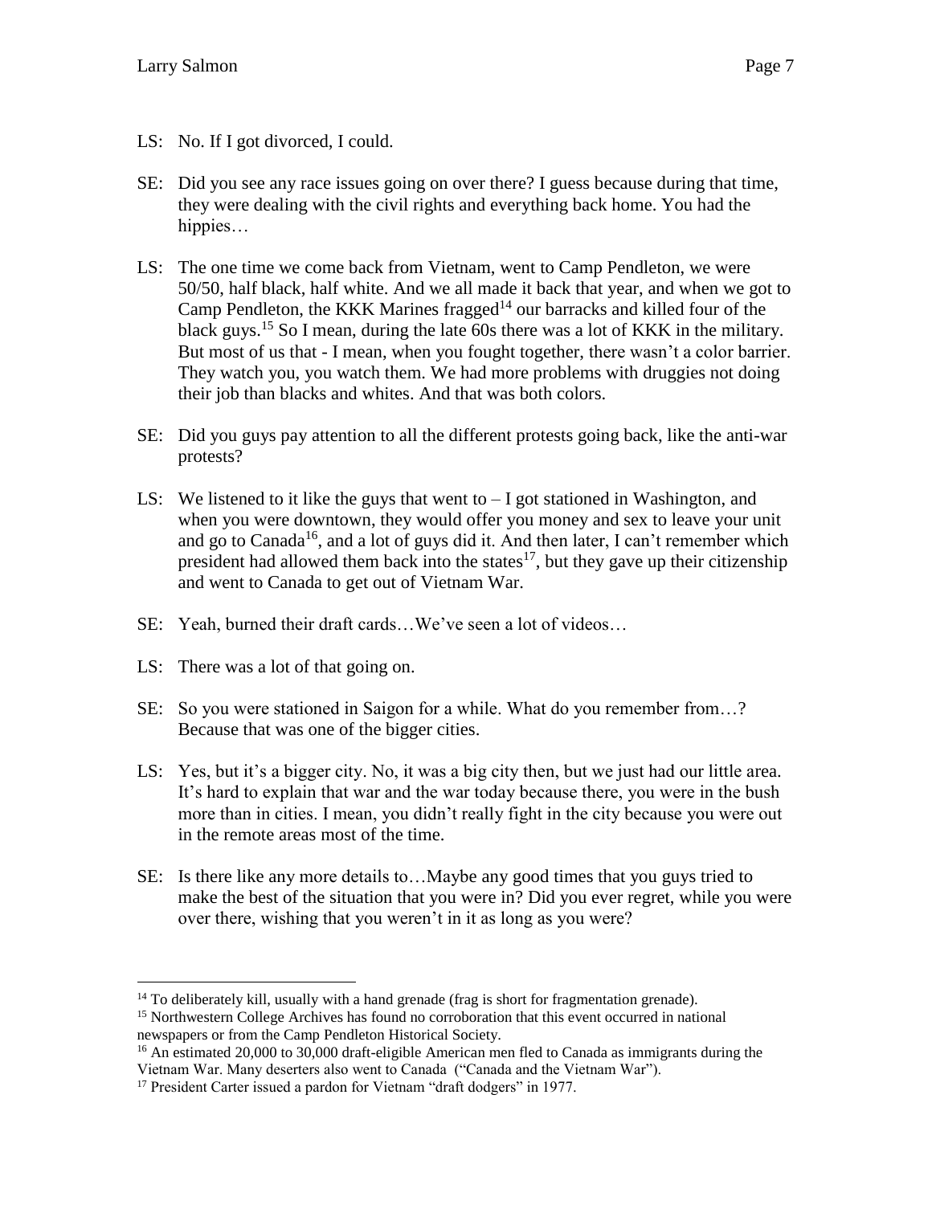LS: No. If I got divorced, I could.

SE: Did you see any race issues going on over there? I guess because during that time, they were dealing with the civil rights and everything back home. You had the hippies…

LS: The one time we come back from Vietnam, went to Camp Pendleton, we were 50/50, half black, half white. And we all made it back that year, and when we got to Camp Pendleton, the KKK Marines fragged[14] our barracks and killed four of the black guys.[15] So I mean, during the late 60s there was a lot of KKK in the military. But most of us that - I mean, when you fought together, there wasn't a color barrier. They watch you, you watch them. We had more problems with druggies not doing their job than blacks and whites. And that was both colors.

SE: Did you guys pay attention to all the different protests going back, like the anti-war protests?

LS: We listened to it like the guys that went to – I got stationed in Washington, and when you were downtown, they would offer you money and sex to leave your unit and go to Canada[16], and a lot of guys did it. And then later, I can't remember which president had allowed them back into the states[17], but they gave up their citizenship and went to Canada to get out of Vietnam War.

SE: Yeah, burned their draft cards…We've seen a lot of videos…

LS: There was a lot of that going on.

SE: So you were stationed in Saigon for a while. What do you remember from…? Because that was one of the bigger cities.

LS: Yes, but it's a bigger city. No, it was a big city then, but we just had our little area. It's hard to explain that war and the war today because there, you were in the bush more than in cities. I mean, you didn't really fight in the city because you were out in the remote areas most of the time.

SE: Is there like any more details to…Maybe any good times that you guys tried to make the best of the situation that you were in? Did you ever regret, while you were over there, wishing that you weren't in it as long as you were?

---

[14] To deliberately kill, usually with a hand grenade (frag is short for fragmentation grenade).

[15] Northwestern College Archives has found no corroboration that this event occurred in national newspapers or from the Camp Pendleton Historical Society.

[16] An estimated 20,000 to 30,000 draft-eligible American men fled to Canada as immigrants during the Vietnam War. Many deserters also went to Canada ("Canada and the Vietnam War").

[17] President Carter issued a pardon for Vietnam "draft dodgers" in 1977.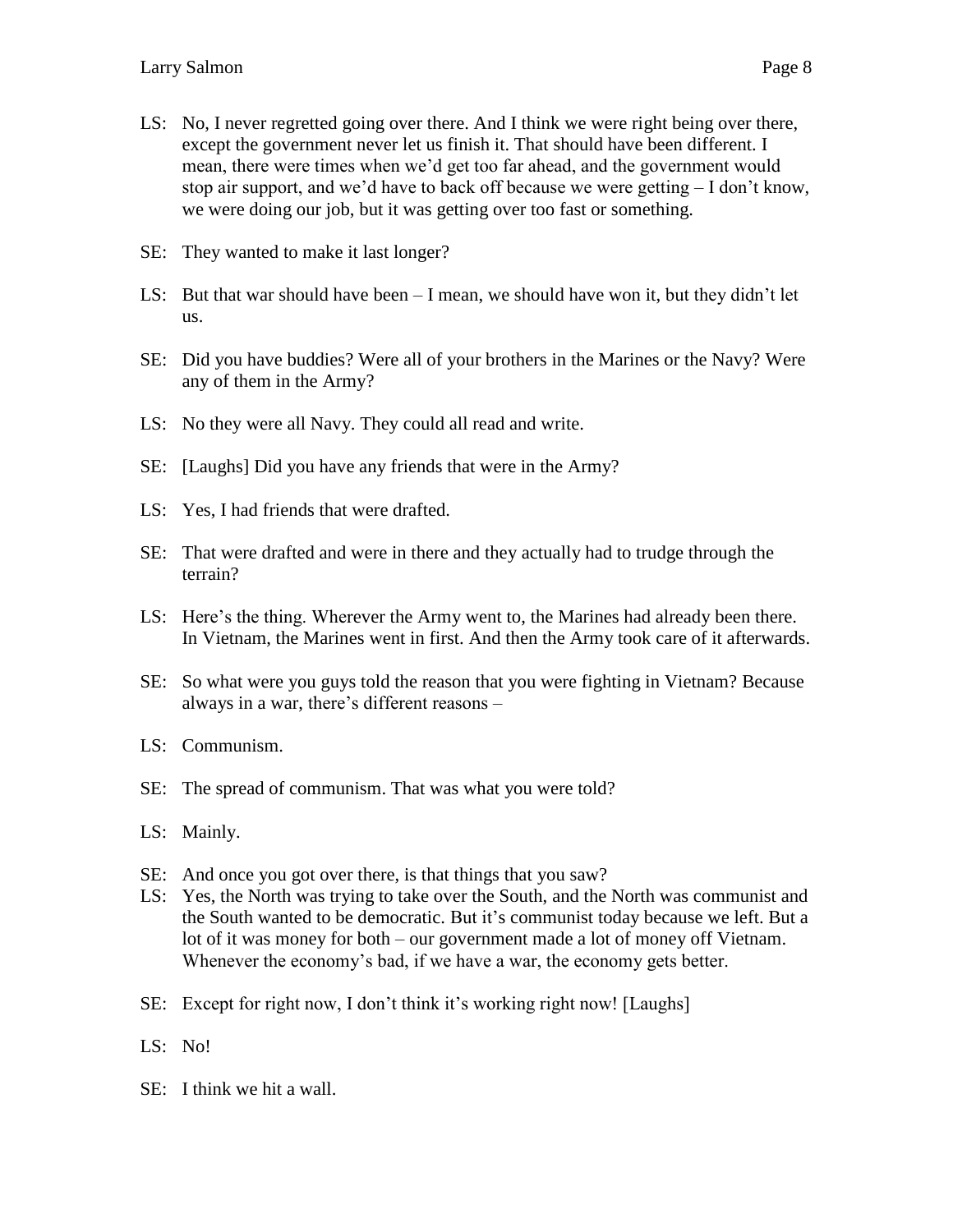LS: No, I never regretted going over there. And I think we were right being over there, except the government never let us finish it. That should have been different. I mean, there were times when we'd get too far ahead, and the government would stop air support, and we'd have to back off because we were getting – I don't know, we were doing our job, but it was getting over too fast or something.

SE: They wanted to make it last longer?

LS: But that war should have been – I mean, we should have won it, but they didn't let us.

SE: Did you have buddies? Were all of your brothers in the Marines or the Navy? Were any of them in the Army?

LS: No they were all Navy. They could all read and write.

SE: [Laughs] Did you have any friends that were in the Army?

LS: Yes, I had friends that were drafted.

SE: That were drafted and were in there and they actually had to trudge through the terrain?

LS: Here's the thing. Wherever the Army went to, the Marines had already been there. In Vietnam, the Marines went in first. And then the Army took care of it afterwards.

SE: So what were you guys told the reason that you were fighting in Vietnam? Because always in a war, there's different reasons –

LS: Communism.

SE: The spread of communism. That was what you were told?

LS: Mainly.

SE: And once you got over there, is that things that you saw?

LS: Yes, the North was trying to take over the South, and the North was communist and the South wanted to be democratic. But it's communist today because we left. But a lot of it was money for both – our government made a lot of money off Vietnam. Whenever the economy's bad, if we have a war, the economy gets better.

SE: Except for right now, I don't think it's working right now! [Laughs]

LS: No!

SE: I think we hit a wall.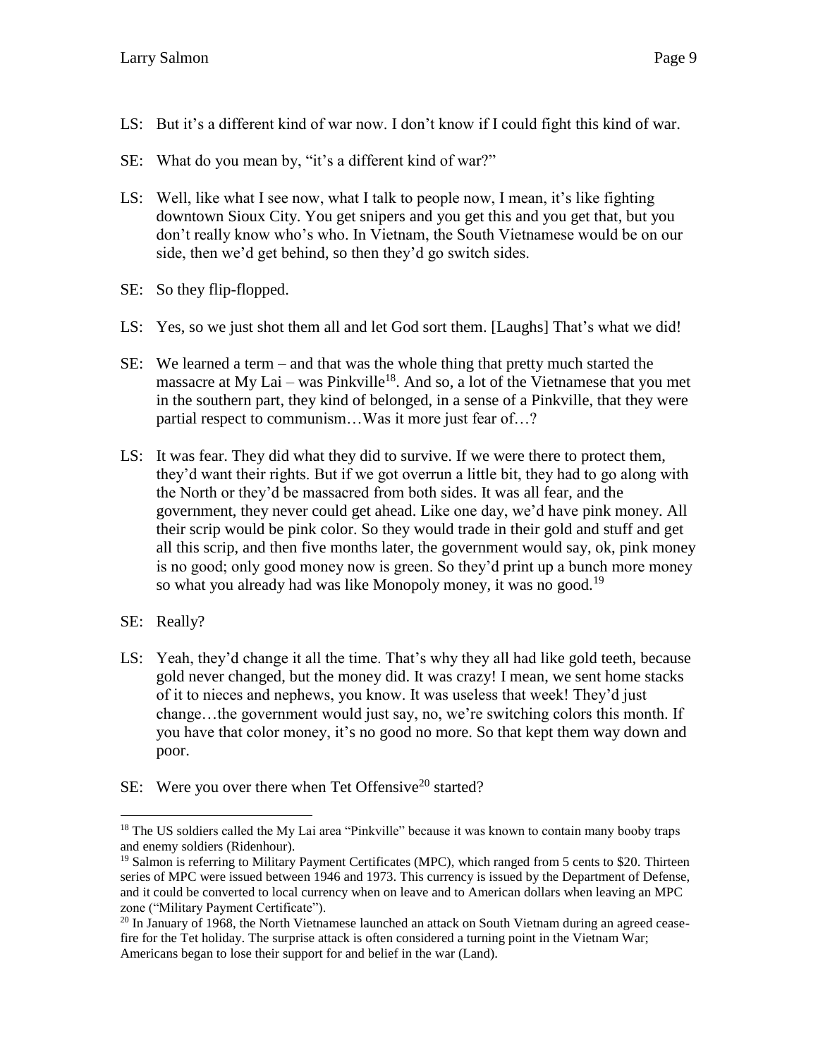LS: But it's a different kind of war now. I don't know if I could fight this kind of war.

SE: What do you mean by, "it's a different kind of war?"

LS: Well, like what I see now, what I talk to people now, I mean, it's like fighting downtown Sioux City. You get snipers and you get this and you get that, but you don't really know who's who. In Vietnam, the South Vietnamese would be on our side, then we'd get behind, so then they'd go switch sides.

SE: So they flip-flopped.

LS: Yes, so we just shot them all and let God sort them. [Laughs] That's what we did!

SE: We learned a term – and that was the whole thing that pretty much started the massacre at My Lai – was Pinkville[18]. And so, a lot of the Vietnamese that you met in the southern part, they kind of belonged, in a sense of a Pinkville, that they were partial respect to communism…Was it more just fear of…?

LS: It was fear. They did what they did to survive. If we were there to protect them, they'd want their rights. But if we got overrun a little bit, they had to go along with the North or they'd be massacred from both sides. It was all fear, and the government, they never could get ahead. Like one day, we'd have pink money. All their scrip would be pink color. So they would trade in their gold and stuff and get all this scrip, and then five months later, the government would say, ok, pink money is no good; only good money now is green. So they'd print up a bunch more money so what you already had was like Monopoly money, it was no good.[19]

SE: Really?

LS: Yeah, they'd change it all the time. That's why they all had like gold teeth, because gold never changed, but the money did. It was crazy! I mean, we sent home stacks of it to nieces and nephews, you know. It was useless that week! They'd just change…the government would just say, no, we're switching colors this month. If you have that color money, it's no good no more. So that kept them way down and poor.

SE: Were you over there when Tet Offensive[20] started?

---

[18] The US soldiers called the My Lai area "Pinkville" because it was known to contain many booby traps and enemy soldiers (Ridenhour).

[19] Salmon is referring to Military Payment Certificates (MPC), which ranged from 5 cents to $20. Thirteen series of MPC were issued between 1946 and 1973. This currency is issued by the Department of Defense, and it could be converted to local currency when on leave and to American dollars when leaving an MPC zone ("Military Payment Certificate").

[20] In January of 1968, the North Vietnamese launched an attack on South Vietnam during an agreed cease-fire for the Tet holiday. The surprise attack is often considered a turning point in the Vietnam War; Americans began to lose their support for and belief in the war (Land).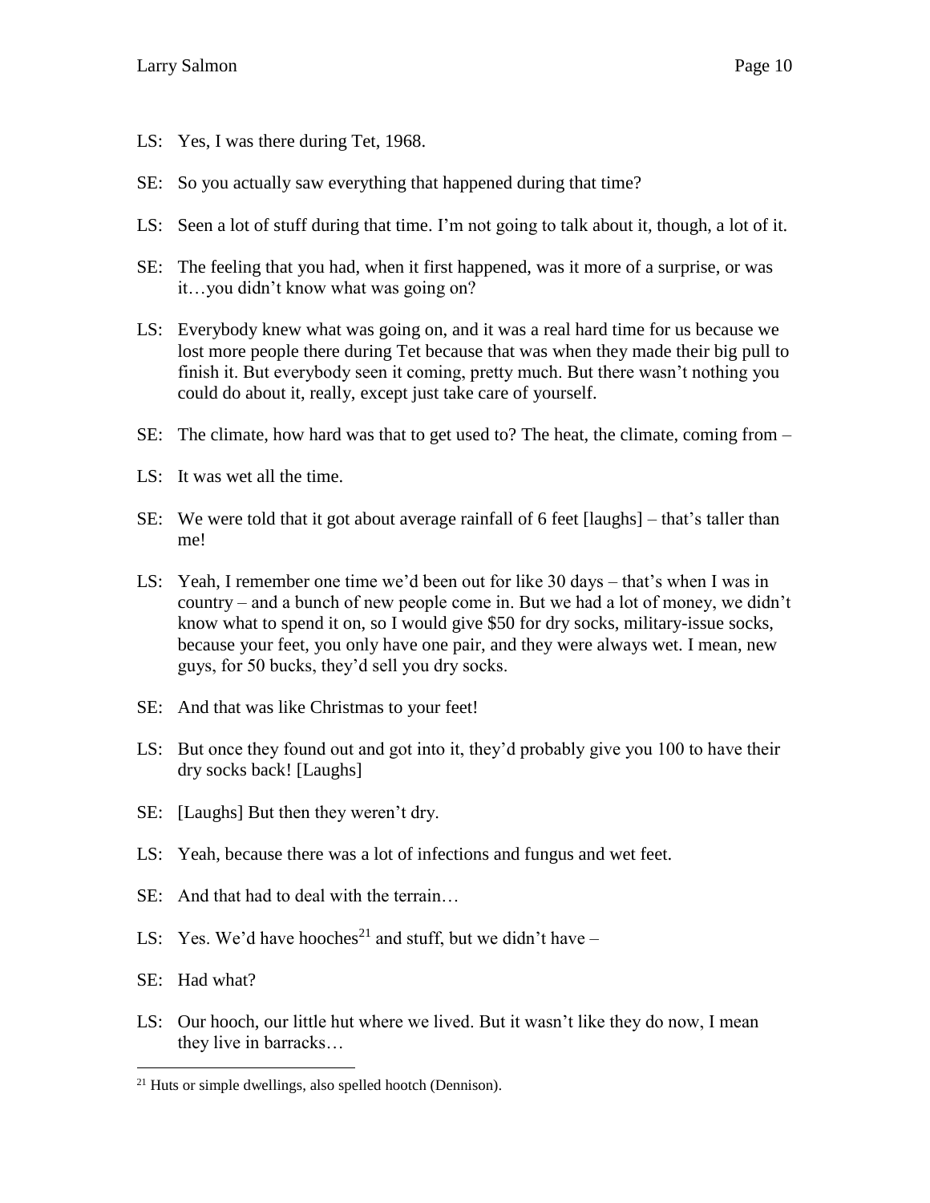LS: Yes, I was there during Tet, 1968.

SE: So you actually saw everything that happened during that time?

LS: Seen a lot of stuff during that time. I'm not going to talk about it, though, a lot of it.

SE: The feeling that you had, when it first happened, was it more of a surprise, or was it…you didn't know what was going on?

LS: Everybody knew what was going on, and it was a real hard time for us because we lost more people there during Tet because that was when they made their big pull to finish it. But everybody seen it coming, pretty much. But there wasn't nothing you could do about it, really, except just take care of yourself.

SE: The climate, how hard was that to get used to? The heat, the climate, coming from –

LS: It was wet all the time.

SE: We were told that it got about average rainfall of 6 feet [laughs] – that's taller than me!

LS: Yeah, I remember one time we'd been out for like 30 days – that's when I was in country – and a bunch of new people come in. But we had a lot of money, we didn't know what to spend it on, so I would give $50 for dry socks, military-issue socks, because your feet, you only have one pair, and they were always wet. I mean, new guys, for 50 bucks, they'd sell you dry socks.

SE: And that was like Christmas to your feet!

LS: But once they found out and got into it, they'd probably give you 100 to have their dry socks back! [Laughs]

SE: [Laughs] But then they weren't dry.

LS: Yeah, because there was a lot of infections and fungus and wet feet.

SE: And that had to deal with the terrain…

LS: Yes. We'd have hooches[21] and stuff, but we didn't have –

SE: Had what?

LS: Our hooch, our little hut where we lived. But it wasn't like they do now, I mean they live in barracks…

[21] Huts or simple dwellings, also spelled hootch (Dennison).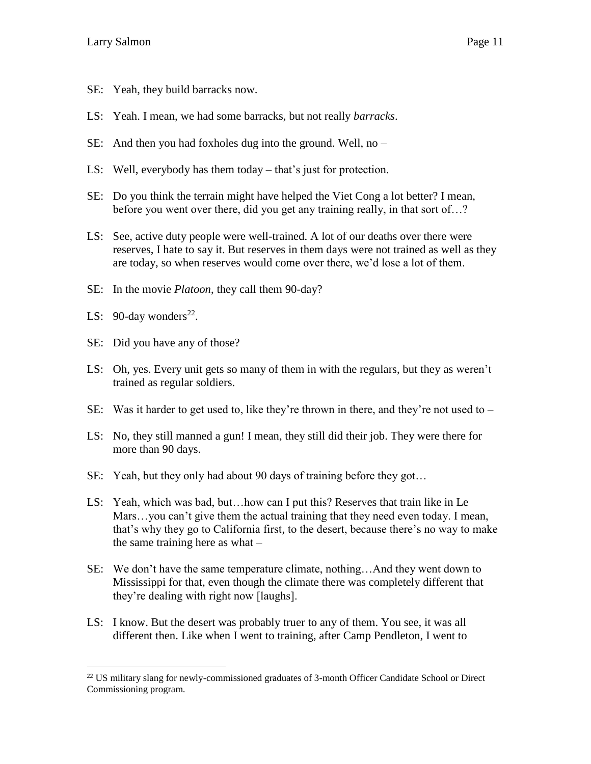SE: Yeah, they build barracks now.

LS: Yeah. I mean, we had some barracks, but not really *barracks*.

SE: And then you had foxholes dug into the ground. Well, no –

LS: Well, everybody has them today – that's just for protection.

SE: Do you think the terrain might have helped the Viet Cong a lot better? I mean, before you went over there, did you get any training really, in that sort of…?

LS: See, active duty people were well-trained. A lot of our deaths over there were reserves, I hate to say it. But reserves in them days were not trained as well as they are today, so when reserves would come over there, we'd lose a lot of them.

SE: In the movie *Platoon*, they call them 90-day?

LS: 90-day wonders[22].

SE: Did you have any of those?

LS: Oh, yes. Every unit gets so many of them in with the regulars, but they as weren't trained as regular soldiers.

SE: Was it harder to get used to, like they're thrown in there, and they're not used to –

LS: No, they still manned a gun! I mean, they still did their job. They were there for more than 90 days.

SE: Yeah, but they only had about 90 days of training before they got…

LS: Yeah, which was bad, but…how can I put this? Reserves that train like in Le Mars…you can't give them the actual training that they need even today. I mean, that's why they go to California first, to the desert, because there's no way to make the same training here as what –

SE: We don't have the same temperature climate, nothing…And they went down to Mississippi for that, even though the climate there was completely different that they're dealing with right now [laughs].

LS: I know. But the desert was probably truer to any of them. You see, it was all different then. Like when I went to training, after Camp Pendleton, I went to

[22] US military slang for newly-commissioned graduates of 3-month Officer Candidate School or Direct Commissioning program.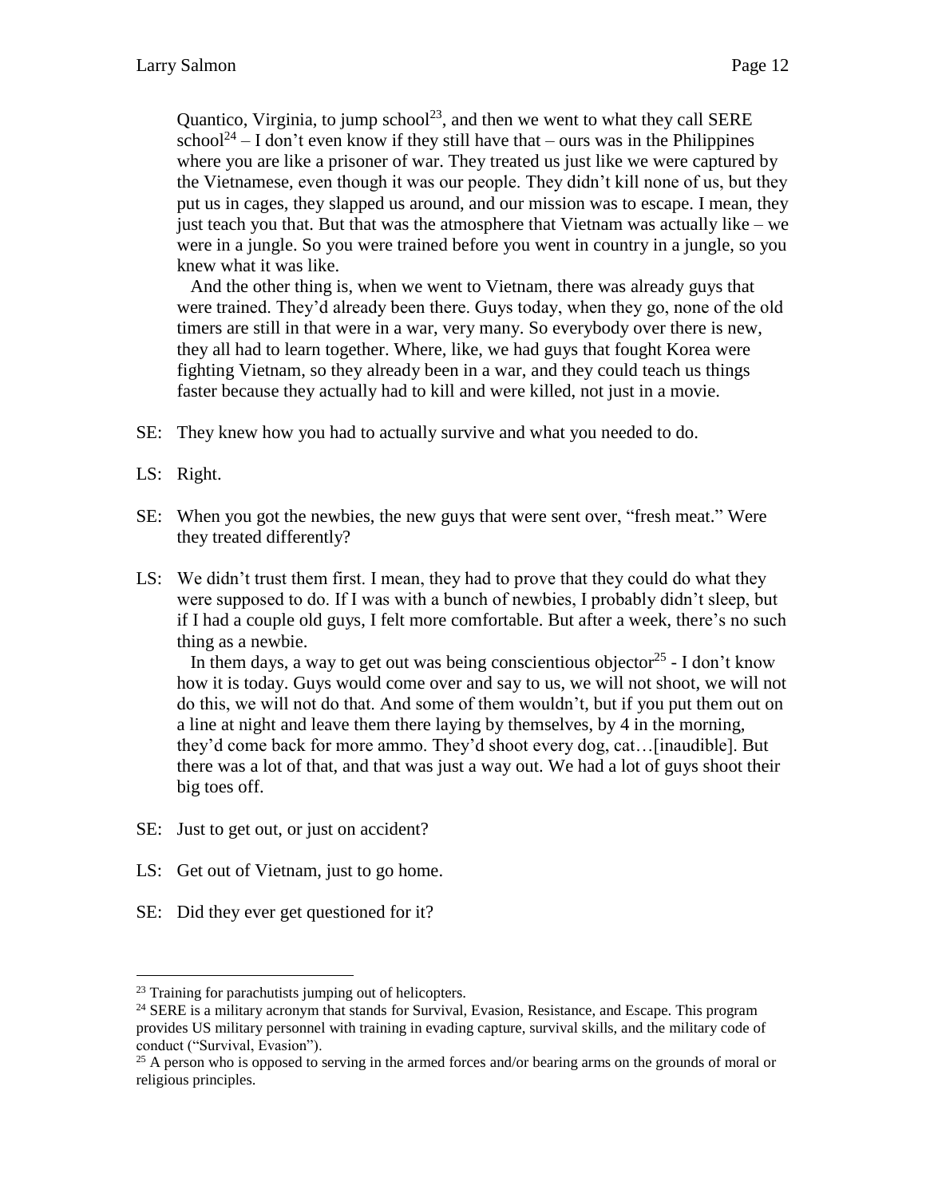Quantico, Virginia, to jump school[23], and then we went to what they call SERE school[24] – I don't even know if they still have that – ours was in the Philippines where you are like a prisoner of war. They treated us just like we were captured by the Vietnamese, even though it was our people. They didn't kill none of us, but they put us in cages, they slapped us around, and our mission was to escape. I mean, they just teach you that. But that was the atmosphere that Vietnam was actually like – we were in a jungle. So you were trained before you went in country in a jungle, so you knew what it was like.

And the other thing is, when we went to Vietnam, there was already guys that were trained. They'd already been there. Guys today, when they go, none of the old timers are still in that were in a war, very many. So everybody over there is new, they all had to learn together. Where, like, we had guys that fought Korea were fighting Vietnam, so they already been in a war, and they could teach us things faster because they actually had to kill and were killed, not just in a movie.

SE: They knew how you had to actually survive and what you needed to do.

LS: Right.

SE: When you got the newbies, the new guys that were sent over, "fresh meat." Were they treated differently?

LS: We didn't trust them first. I mean, they had to prove that they could do what they were supposed to do. If I was with a bunch of newbies, I probably didn't sleep, but if I had a couple old guys, I felt more comfortable. But after a week, there's no such thing as a newbie.

In them days, a way to get out was being conscientious objector[25] - I don't know how it is today. Guys would come over and say to us, we will not shoot, we will not do this, we will not do that. And some of them wouldn't, but if you put them out on a line at night and leave them there laying by themselves, by 4 in the morning, they'd come back for more ammo. They'd shoot every dog, cat…[inaudible]. But there was a lot of that, and that was just a way out. We had a lot of guys shoot their big toes off.

SE: Just to get out, or just on accident?

LS: Get out of Vietnam, just to go home.

SE: Did they ever get questioned for it?

---

[23] Training for parachutists jumping out of helicopters.

[24] SERE is a military acronym that stands for Survival, Evasion, Resistance, and Escape. This program provides US military personnel with training in evading capture, survival skills, and the military code of conduct ("Survival, Evasion").

[25] A person who is opposed to serving in the armed forces and/or bearing arms on the grounds of moral or religious principles.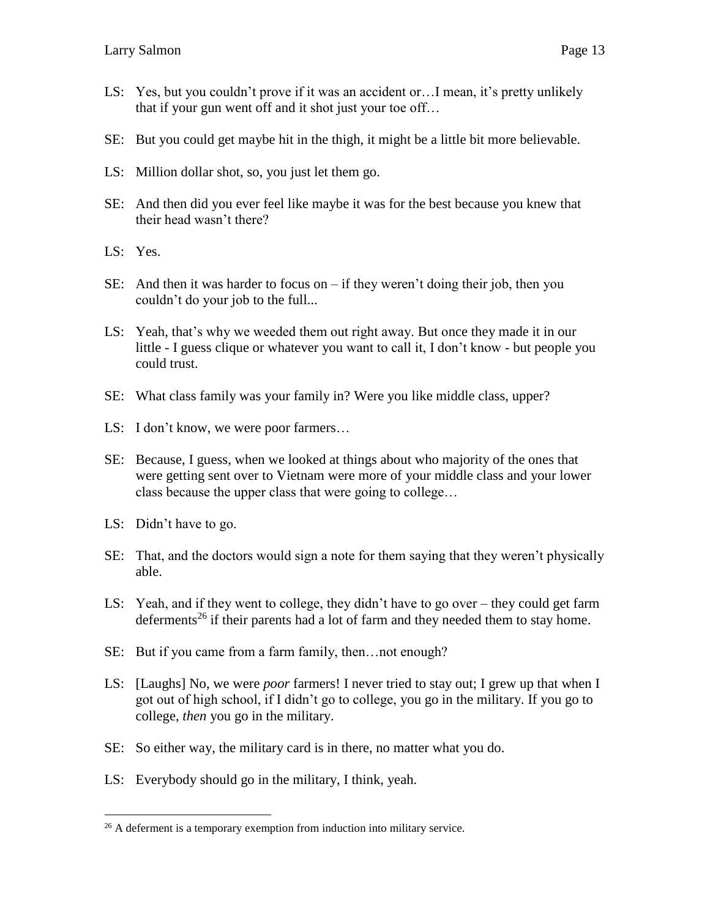LS: Yes, but you couldn't prove if it was an accident or…I mean, it's pretty unlikely that if your gun went off and it shot just your toe off…

SE: But you could get maybe hit in the thigh, it might be a little bit more believable.

LS: Million dollar shot, so, you just let them go.

SE: And then did you ever feel like maybe it was for the best because you knew that their head wasn't there?

LS: Yes.

SE: And then it was harder to focus on – if they weren't doing their job, then you couldn't do your job to the full...

LS: Yeah, that's why we weeded them out right away. But once they made it in our little - I guess clique or whatever you want to call it, I don't know - but people you could trust.

SE: What class family was your family in? Were you like middle class, upper?

LS: I don't know, we were poor farmers…

SE: Because, I guess, when we looked at things about who majority of the ones that were getting sent over to Vietnam were more of your middle class and your lower class because the upper class that were going to college…

LS: Didn't have to go.

SE: That, and the doctors would sign a note for them saying that they weren't physically able.

LS: Yeah, and if they went to college, they didn't have to go over – they could get farm deferments[26] if their parents had a lot of farm and they needed them to stay home.

SE: But if you came from a farm family, then…not enough?

LS: [Laughs] No, we were *poor* farmers! I never tried to stay out; I grew up that when I got out of high school, if I didn't go to college, you go in the military. If you go to college, *then* you go in the military.

SE: So either way, the military card is in there, no matter what you do.

LS: Everybody should go in the military, I think, yeah.

---

[26] A deferment is a temporary exemption from induction into military service.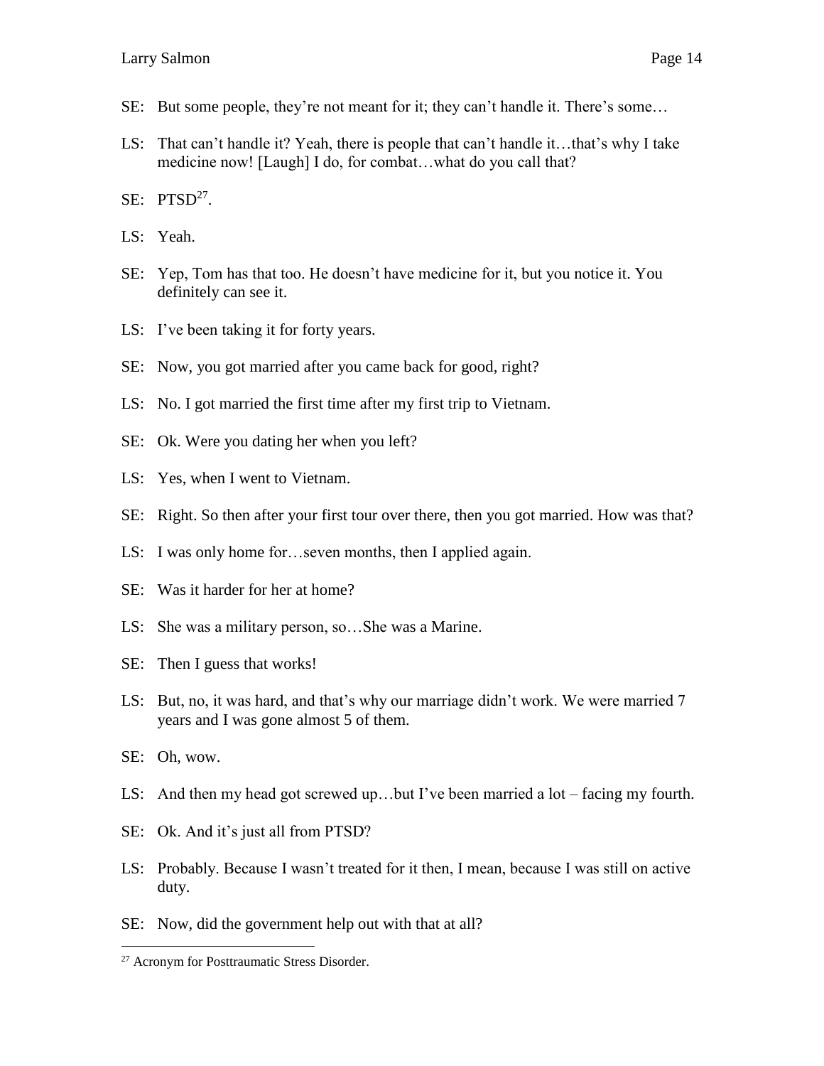SE: But some people, they're not meant for it; they can't handle it. There's some…

LS: That can't handle it? Yeah, there is people that can't handle it…that's why I take medicine now! [Laugh] I do, for combat…what do you call that?

SE: PTSD[27].

LS: Yeah.

SE: Yep, Tom has that too. He doesn't have medicine for it, but you notice it. You definitely can see it.

LS: I've been taking it for forty years.

SE: Now, you got married after you came back for good, right?

LS: No. I got married the first time after my first trip to Vietnam.

SE: Ok. Were you dating her when you left?

LS: Yes, when I went to Vietnam.

SE: Right. So then after your first tour over there, then you got married. How was that?

LS: I was only home for…seven months, then I applied again.

SE: Was it harder for her at home?

LS: She was a military person, so…She was a Marine.

SE: Then I guess that works!

LS: But, no, it was hard, and that's why our marriage didn't work. We were married 7 years and I was gone almost 5 of them.

SE: Oh, wow.

LS: And then my head got screwed up…but I've been married a lot – facing my fourth.

SE: Ok. And it's just all from PTSD?

LS: Probably. Because I wasn't treated for it then, I mean, because I was still on active duty.

SE: Now, did the government help out with that at all?

---

[27] Acronym for Posttraumatic Stress Disorder.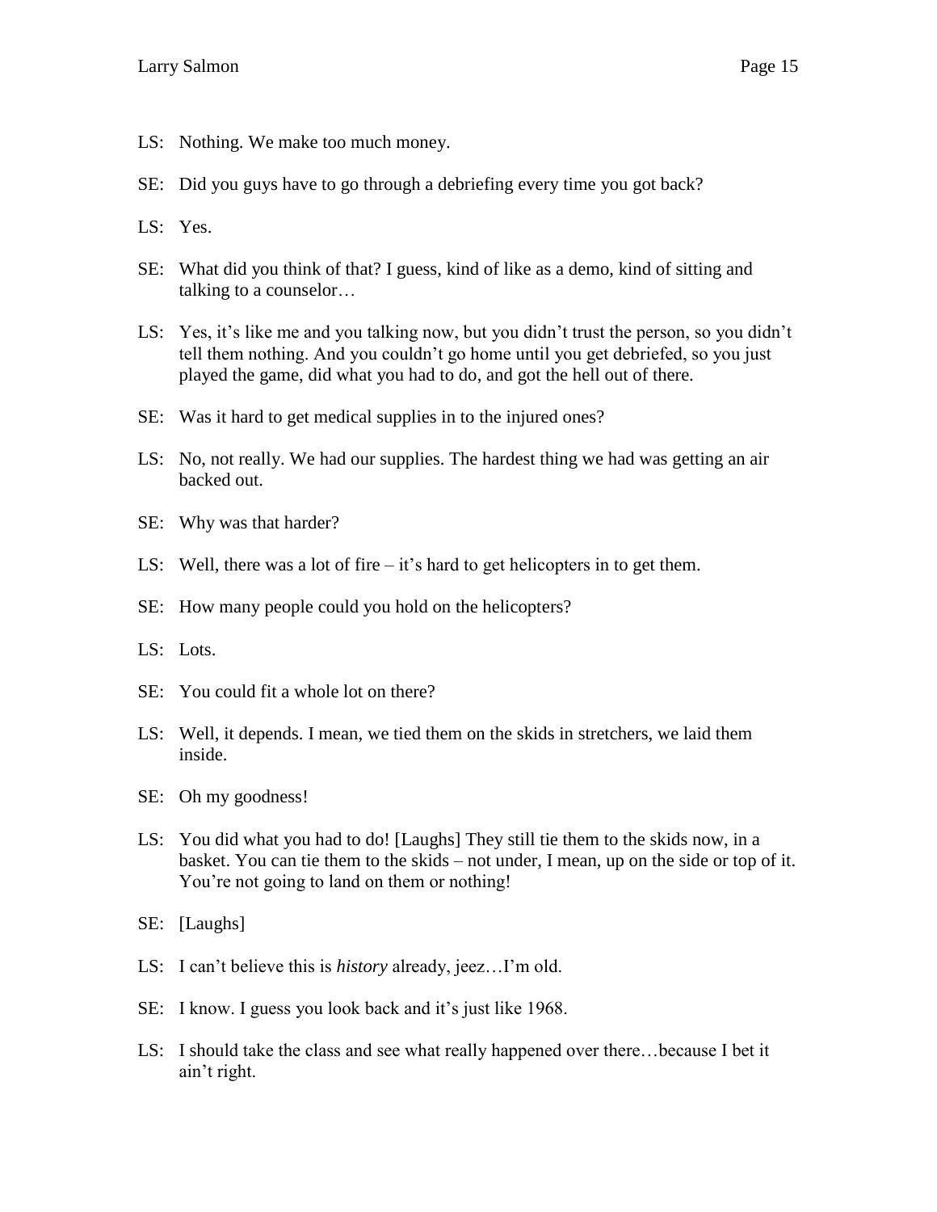LS: Nothing. We make too much money.

SE: Did you guys have to go through a debriefing every time you got back?

LS: Yes.

SE: What did you think of that? I guess, kind of like as a demo, kind of sitting and talking to a counselor…

LS: Yes, it's like me and you talking now, but you didn't trust the person, so you didn't tell them nothing. And you couldn't go home until you get debriefed, so you just played the game, did what you had to do, and got the hell out of there.

SE: Was it hard to get medical supplies in to the injured ones?

LS: No, not really. We had our supplies. The hardest thing we had was getting an air backed out.

SE: Why was that harder?

LS: Well, there was a lot of fire – it's hard to get helicopters in to get them.

SE: How many people could you hold on the helicopters?

LS: Lots.

SE: You could fit a whole lot on there?

LS: Well, it depends. I mean, we tied them on the skids in stretchers, we laid them inside.

SE: Oh my goodness!

LS: You did what you had to do! [Laughs] They still tie them to the skids now, in a basket. You can tie them to the skids – not under, I mean, up on the side or top of it. You're not going to land on them or nothing!

SE: [Laughs]

LS: I can't believe this is *history* already, jeez…I'm old.

SE: I know. I guess you look back and it's just like 1968.

LS: I should take the class and see what really happened over there…because I bet it ain't right.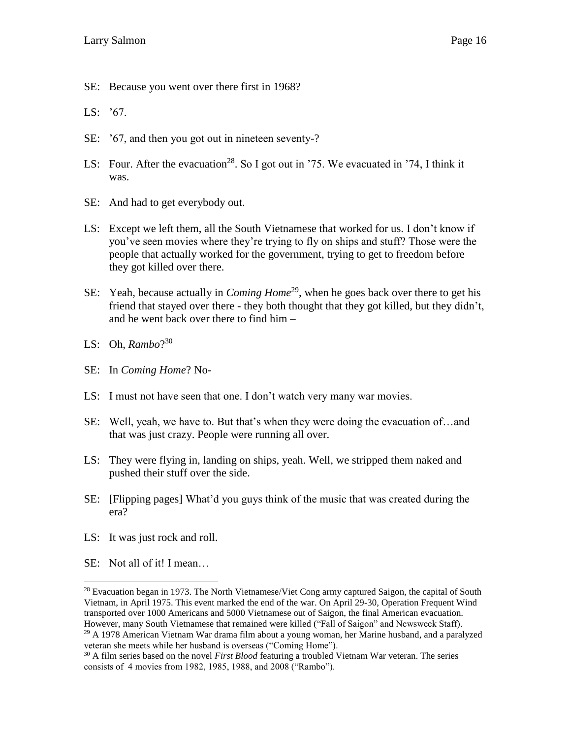SE: Because you went over there first in 1968?

LS: ’67.

SE: ’67, and then you got out in nineteen seventy-?

LS: Four. After the evacuation[28]. So I got out in ’75. We evacuated in ’74, I think it was.

SE: And had to get everybody out.

LS: Except we left them, all the South Vietnamese that worked for us. I don’t know if you’ve seen movies where they’re trying to fly on ships and stuff? Those were the people that actually worked for the government, trying to get to freedom before they got killed over there.

SE: Yeah, because actually in *Coming Home*[29], when he goes back over there to get his friend that stayed over there - they both thought that they got killed, but they didn’t, and he went back over there to find him –

LS: Oh, *Rambo*?[30]

SE: In *Coming Home*? No-

LS: I must not have seen that one. I don’t watch very many war movies.

SE: Well, yeah, we have to. But that’s when they were doing the evacuation of…and that was just crazy. People were running all over.

LS: They were flying in, landing on ships, yeah. Well, we stripped them naked and pushed their stuff over the side.

SE: [Flipping pages] What’d you guys think of the music that was created during the era?

LS: It was just rock and roll.

SE: Not all of it! I mean…

---

[28] Evacuation began in 1973. The North Vietnamese/Viet Cong army captured Saigon, the capital of South Vietnam, in April 1975. This event marked the end of the war. On April 29-30, Operation Frequent Wind transported over 1000 Americans and 5000 Vietnamese out of Saigon, the final American evacuation. However, many South Vietnamese that remained were killed (“Fall of Saigon” and Newsweek Staff).

[29] A 1978 American Vietnam War drama film about a young woman, her Marine husband, and a paralyzed veteran she meets while her husband is overseas (“Coming Home”).

[30] A film series based on the novel *First Blood* featuring a troubled Vietnam War veteran. The series consists of 4 movies from 1982, 1985, 1988, and 2008 (“Rambo”).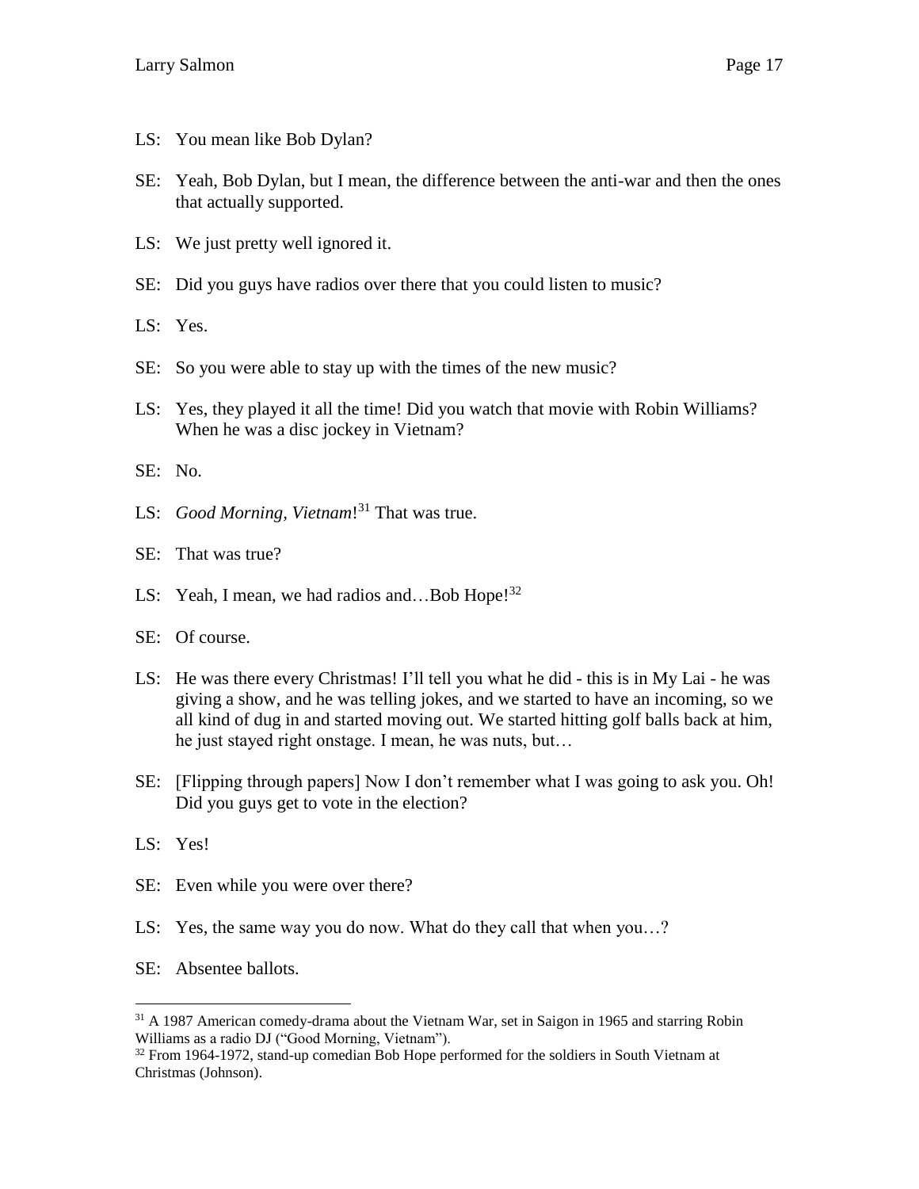LS: You mean like Bob Dylan?

SE: Yeah, Bob Dylan, but I mean, the difference between the anti-war and then the ones that actually supported.

LS: We just pretty well ignored it.

SE: Did you guys have radios over there that you could listen to music?

LS: Yes.

SE: So you were able to stay up with the times of the new music?

LS: Yes, they played it all the time! Did you watch that movie with Robin Williams? When he was a disc jockey in Vietnam?

SE: No.

LS: *Good Morning, Vietnam*![31] That was true.

SE: That was true?

LS: Yeah, I mean, we had radios and…Bob Hope![32]

SE: Of course.

LS: He was there every Christmas! I'll tell you what he did - this is in My Lai - he was giving a show, and he was telling jokes, and we started to have an incoming, so we all kind of dug in and started moving out. We started hitting golf balls back at him, he just stayed right onstage. I mean, he was nuts, but…

SE: [Flipping through papers] Now I don't remember what I was going to ask you. Oh! Did you guys get to vote in the election?

LS: Yes!

SE: Even while you were over there?

LS: Yes, the same way you do now. What do they call that when you…?

SE: Absentee ballots.

---

[31] A 1987 American comedy-drama about the Vietnam War, set in Saigon in 1965 and starring Robin Williams as a radio DJ ("Good Morning, Vietnam").

[32] From 1964-1972, stand-up comedian Bob Hope performed for the soldiers in South Vietnam at Christmas (Johnson).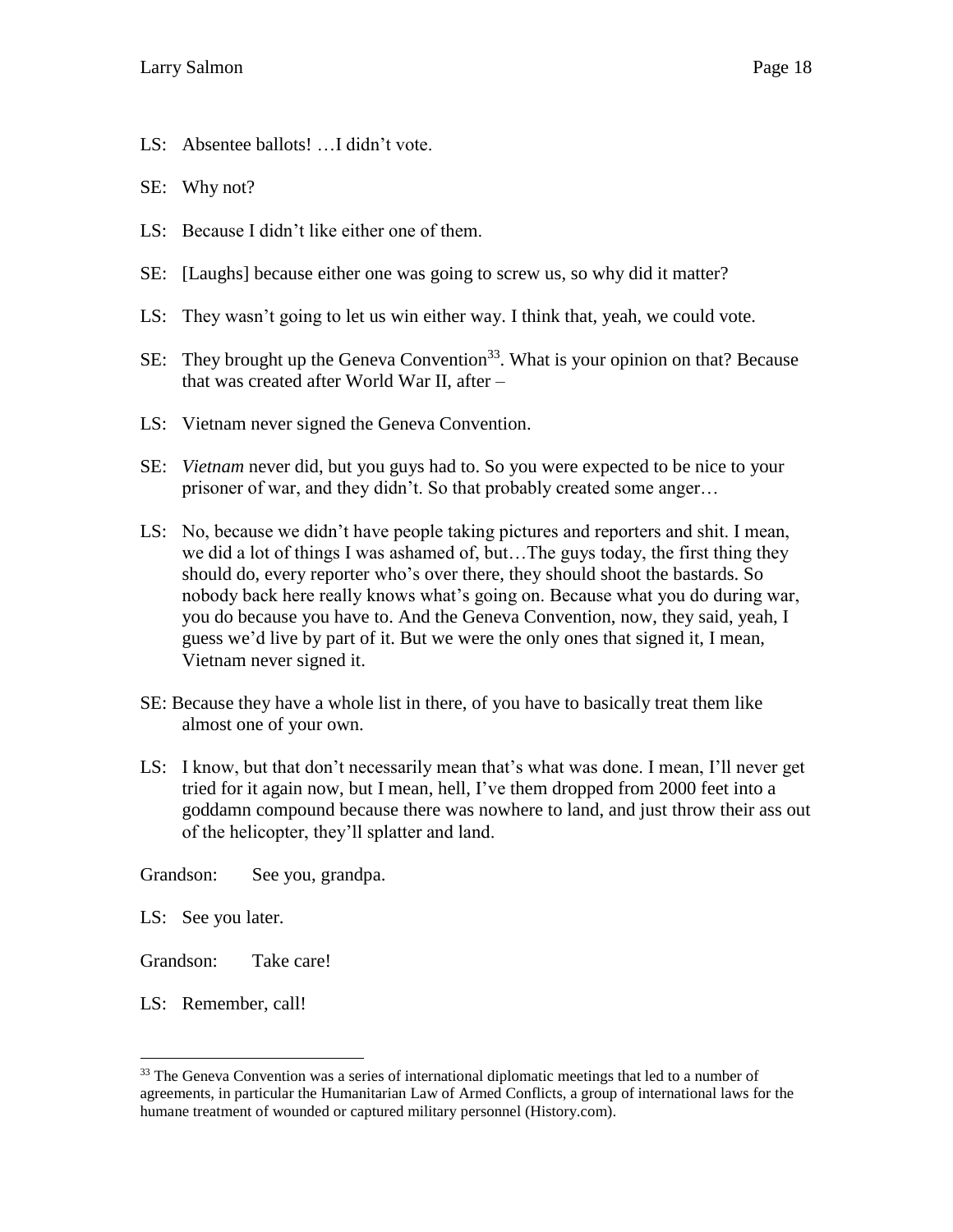LS: Absentee ballots! …I didn't vote.

SE: Why not?

LS: Because I didn't like either one of them.

SE: [Laughs] because either one was going to screw us, so why did it matter?

LS: They wasn't going to let us win either way. I think that, yeah, we could vote.

SE: They brought up the Geneva Convention[33]. What is your opinion on that? Because that was created after World War II, after –

LS: Vietnam never signed the Geneva Convention.

SE: *Vietnam* never did, but you guys had to. So you were expected to be nice to your prisoner of war, and they didn't. So that probably created some anger…

LS: No, because we didn't have people taking pictures and reporters and shit. I mean, we did a lot of things I was ashamed of, but…The guys today, the first thing they should do, every reporter who's over there, they should shoot the bastards. So nobody back here really knows what's going on. Because what you do during war, you do because you have to. And the Geneva Convention, now, they said, yeah, I guess we'd live by part of it. But we were the only ones that signed it, I mean, Vietnam never signed it.

SE: Because they have a whole list in there, of you have to basically treat them like almost one of your own.

LS: I know, but that don't necessarily mean that's what was done. I mean, I'll never get tried for it again now, but I mean, hell, I've them dropped from 2000 feet into a goddamn compound because there was nowhere to land, and just throw their ass out of the helicopter, they'll splatter and land.

Grandson: See you, grandpa.

LS: See you later.

Grandson: Take care!

LS: Remember, call!

---

[33] The Geneva Convention was a series of international diplomatic meetings that led to a number of agreements, in particular the Humanitarian Law of Armed Conflicts, a group of international laws for the humane treatment of wounded or captured military personnel (History.com).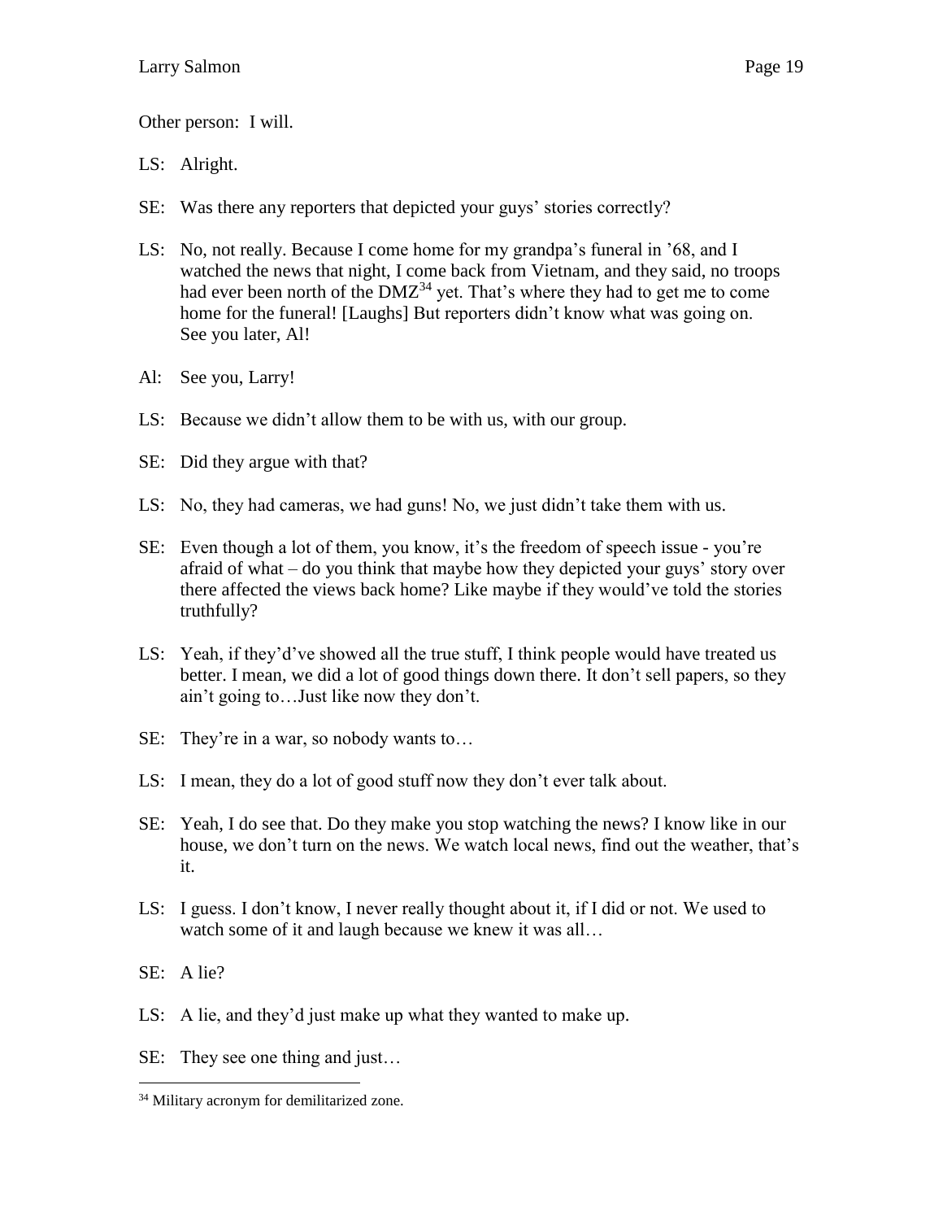Other person: I will.

LS: Alright.

SE: Was there any reporters that depicted your guys' stories correctly?

LS: No, not really. Because I come home for my grandpa's funeral in '68, and I watched the news that night, I come back from Vietnam, and they said, no troops had ever been north of the DMZ[34] yet. That's where they had to get me to come home for the funeral! [Laughs] But reporters didn't know what was going on. See you later, Al!

Al: See you, Larry!

LS: Because we didn't allow them to be with us, with our group.

SE: Did they argue with that?

LS: No, they had cameras, we had guns! No, we just didn't take them with us.

SE: Even though a lot of them, you know, it's the freedom of speech issue - you're afraid of what – do you think that maybe how they depicted your guys' story over there affected the views back home? Like maybe if they would've told the stories truthfully?

LS: Yeah, if they'd've showed all the true stuff, I think people would have treated us better. I mean, we did a lot of good things down there. It don't sell papers, so they ain't going to…Just like now they don't.

SE: They're in a war, so nobody wants to…

LS: I mean, they do a lot of good stuff now they don't ever talk about.

SE: Yeah, I do see that. Do they make you stop watching the news? I know like in our house, we don't turn on the news. We watch local news, find out the weather, that's it.

LS: I guess. I don't know, I never really thought about it, if I did or not. We used to watch some of it and laugh because we knew it was all…

SE: A lie?

LS: A lie, and they'd just make up what they wanted to make up.

SE: They see one thing and just…

---

[34] Military acronym for demilitarized zone.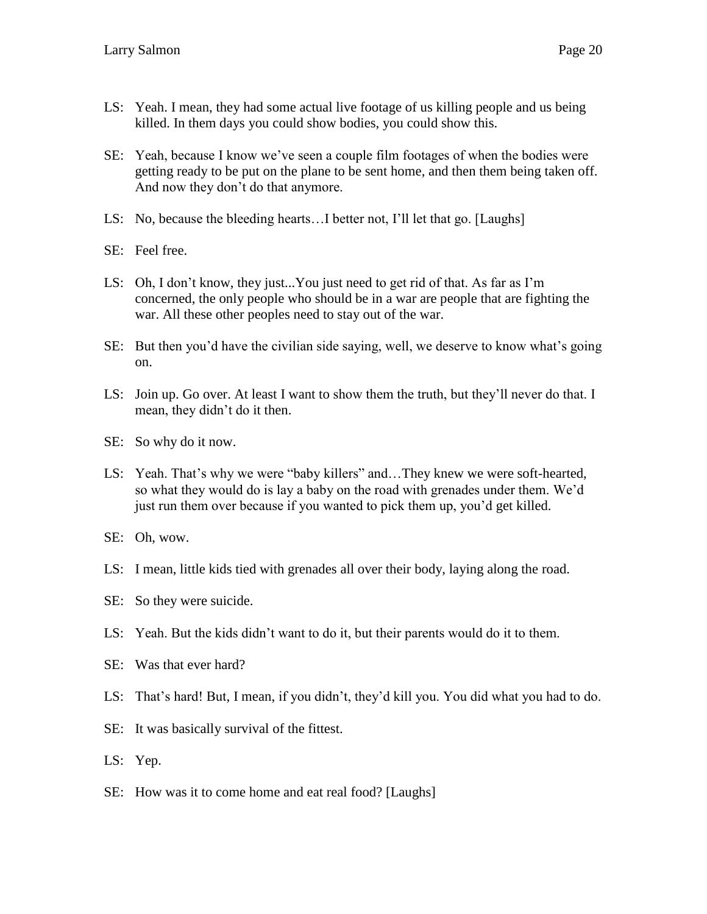LS: Yeah. I mean, they had some actual live footage of us killing people and us being killed. In them days you could show bodies, you could show this.

SE: Yeah, because I know we've seen a couple film footages of when the bodies were getting ready to be put on the plane to be sent home, and then them being taken off. And now they don't do that anymore.

LS: No, because the bleeding hearts…I better not, I'll let that go. [Laughs]

SE: Feel free.

LS: Oh, I don't know, they just...You just need to get rid of that. As far as I'm concerned, the only people who should be in a war are people that are fighting the war. All these other peoples need to stay out of the war.

SE: But then you'd have the civilian side saying, well, we deserve to know what's going on.

LS: Join up. Go over. At least I want to show them the truth, but they'll never do that. I mean, they didn't do it then.

SE: So why do it now.

LS: Yeah. That's why we were "baby killers" and…They knew we were soft-hearted, so what they would do is lay a baby on the road with grenades under them. We'd just run them over because if you wanted to pick them up, you'd get killed.

SE: Oh, wow.

LS: I mean, little kids tied with grenades all over their body, laying along the road.

SE: So they were suicide.

LS: Yeah. But the kids didn't want to do it, but their parents would do it to them.

SE: Was that ever hard?

LS: That's hard! But, I mean, if you didn't, they'd kill you. You did what you had to do.

SE: It was basically survival of the fittest.

LS: Yep.

SE: How was it to come home and eat real food? [Laughs]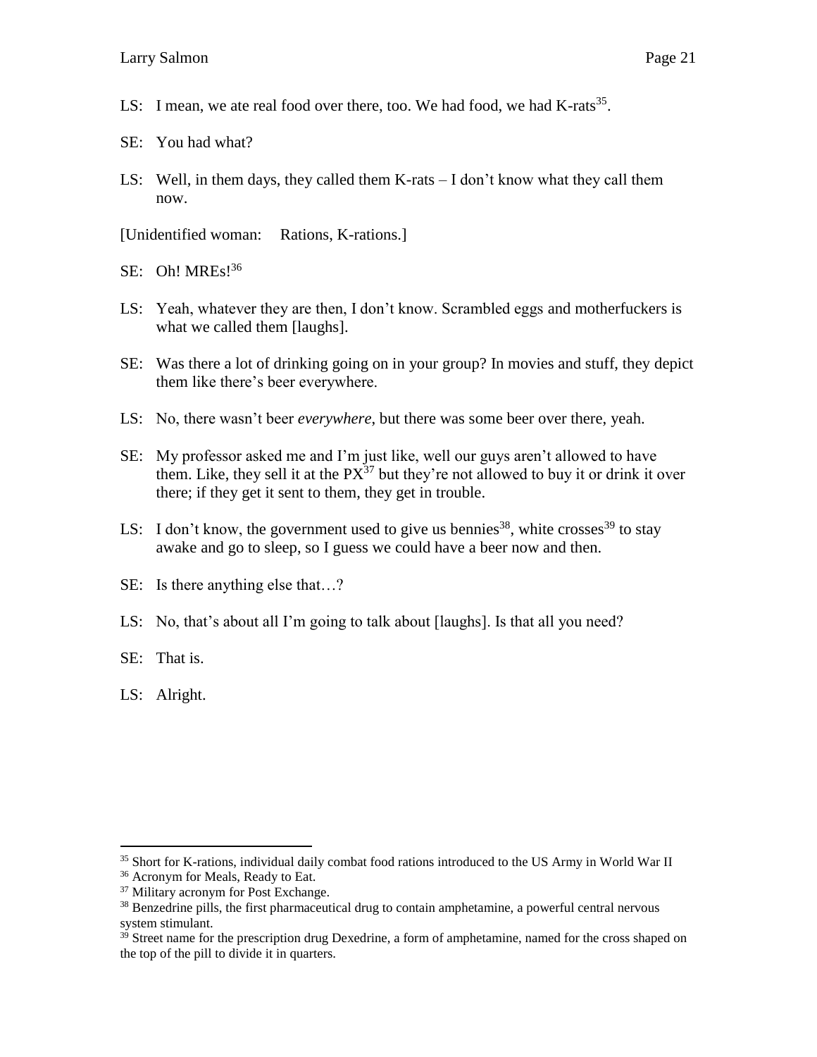LS: I mean, we ate real food over there, too. We had food, we had K-rats[35].

SE: You had what?

LS: Well, in them days, they called them K-rats – I don't know what they call them now.

[Unidentified woman: Rations, K-rations.]

SE: Oh! MREs![36]

LS: Yeah, whatever they are then, I don't know. Scrambled eggs and motherfuckers is what we called them [laughs].

SE: Was there a lot of drinking going on in your group? In movies and stuff, they depict them like there's beer everywhere.

LS: No, there wasn't beer *everywhere*, but there was some beer over there, yeah.

SE: My professor asked me and I'm just like, well our guys aren't allowed to have them. Like, they sell it at the PX[37] but they're not allowed to buy it or drink it over there; if they get it sent to them, they get in trouble.

LS: I don't know, the government used to give us bennies[38], white crosses[39] to stay awake and go to sleep, so I guess we could have a beer now and then.

SE: Is there anything else that…?

LS: No, that's about all I'm going to talk about [laughs]. Is that all you need?

SE: That is.

LS: Alright.

---

[35] Short for K-rations, individual daily combat food rations introduced to the US Army in World War II

[36] Acronym for Meals, Ready to Eat.

[37] Military acronym for Post Exchange.

[38] Benzedrine pills, the first pharmaceutical drug to contain amphetamine, a powerful central nervous system stimulant.

[39] Street name for the prescription drug Dexedrine, a form of amphetamine, named for the cross shaped on the top of the pill to divide it in quarters.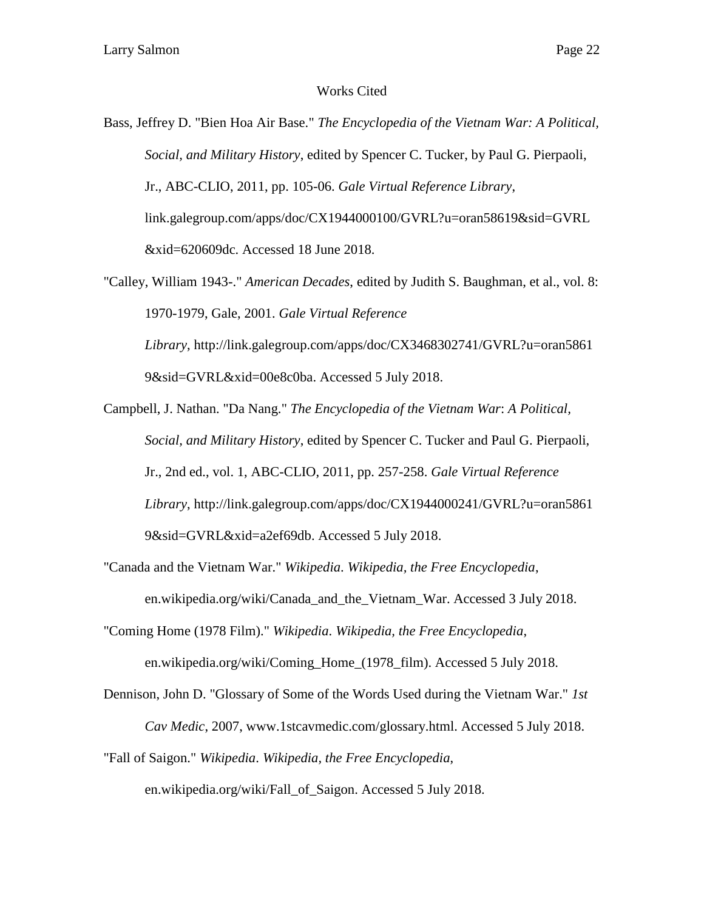# Works Cited

Bass, Jeffrey D. "Bien Hoa Air Base." *The Encyclopedia of the Vietnam War: A Political, Social, and Military History*, edited by Spencer C. Tucker, by Paul G. Pierpaoli, Jr., ABC-CLIO, 2011, pp. 105-06. *Gale Virtual Reference Library*, link.galegroup.com/apps/doc/CX1944000100/GVRL?u=oran58619&sid=GVRL&xid=620609dc. Accessed 18 June 2018.

"Calley, William 1943-." *American Decades*, edited by Judith S. Baughman, et al., vol. 8: 1970-1979, Gale, 2001. *Gale Virtual Reference Library*, http://link.galegroup.com/apps/doc/CX3468302741/GVRL?u=oran58619&sid=GVRL&xid=00e8c0ba. Accessed 5 July 2018.

Campbell, J. Nathan. "Da Nang." *The Encyclopedia of the Vietnam War*: *A Political, Social, and Military History*, edited by Spencer C. Tucker and Paul G. Pierpaoli, Jr., 2nd ed., vol. 1, ABC-CLIO, 2011, pp. 257-258. *Gale Virtual Reference Library*, http://link.galegroup.com/apps/doc/CX1944000241/GVRL?u=oran58619&sid=GVRL&xid=a2ef69db. Accessed 5 July 2018.

"Canada and the Vietnam War." *Wikipedia*. *Wikipedia, the Free Encyclopedia*, en.wikipedia.org/wiki/Canada_and_the_Vietnam_War. Accessed 3 July 2018.

"Coming Home (1978 Film)." *Wikipedia*. *Wikipedia, the Free Encyclopedia*, en.wikipedia.org/wiki/Coming_Home_(1978_film). Accessed 5 July 2018.

Dennison, John D. "Glossary of Some of the Words Used during the Vietnam War." *1st Cav Medic*, 2007, www.1stcavmedic.com/glossary.html. Accessed 5 July 2018.

"Fall of Saigon." *Wikipedia*. *Wikipedia, the Free Encyclopedia*, en.wikipedia.org/wiki/Fall_of_Saigon. Accessed 5 July 2018.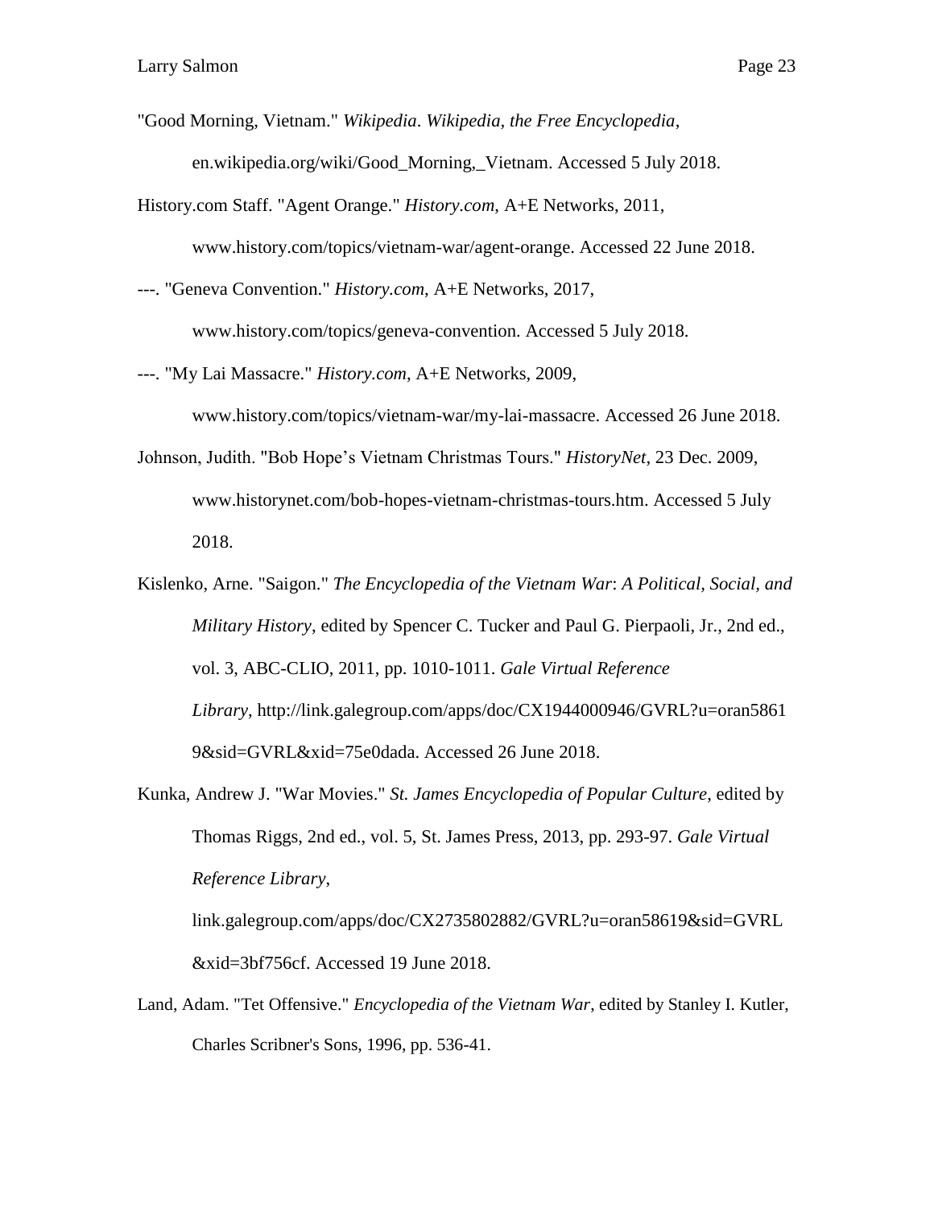"Good Morning, Vietnam." *Wikipedia*. *Wikipedia, the Free Encyclopedia*, en.wikipedia.org/wiki/Good_Morning,_Vietnam. Accessed 5 July 2018.

History.com Staff. "Agent Orange." *History.com*, A+E Networks, 2011, www.history.com/topics/vietnam-war/agent-orange. Accessed 22 June 2018.

---. "Geneva Convention." *History.com*, A+E Networks, 2017, www.history.com/topics/geneva-convention. Accessed 5 July 2018.

---. "My Lai Massacre." *History.com*, A+E Networks, 2009, www.history.com/topics/vietnam-war/my-lai-massacre. Accessed 26 June 2018.

Johnson, Judith. "Bob Hope's Vietnam Christmas Tours." *HistoryNet*, 23 Dec. 2009, www.historynet.com/bob-hopes-vietnam-christmas-tours.htm. Accessed 5 July 2018.

Kislenko, Arne. "Saigon." *The Encyclopedia of the Vietnam War*: *A Political, Social, and Military History*, edited by Spencer C. Tucker and Paul G. Pierpaoli, Jr., 2nd ed., vol. 3, ABC-CLIO, 2011, pp. 1010-1011. *Gale Virtual Reference Library*, http://link.galegroup.com/apps/doc/CX1944000946/GVRL?u=oran58619&sid=GVRL&xid=75e0dada. Accessed 26 June 2018.

Kunka, Andrew J. "War Movies." *St. James Encyclopedia of Popular Culture*, edited by Thomas Riggs, 2nd ed., vol. 5, St. James Press, 2013, pp. 293-97. *Gale Virtual Reference Library*, link.galegroup.com/apps/doc/CX2735802882/GVRL?u=oran58619&sid=GVRL&xid=3bf756cf. Accessed 19 June 2018.

Land, Adam. "Tet Offensive." *Encyclopedia of the Vietnam War*, edited by Stanley I. Kutler, Charles Scribner's Sons, 1996, pp. 536-41.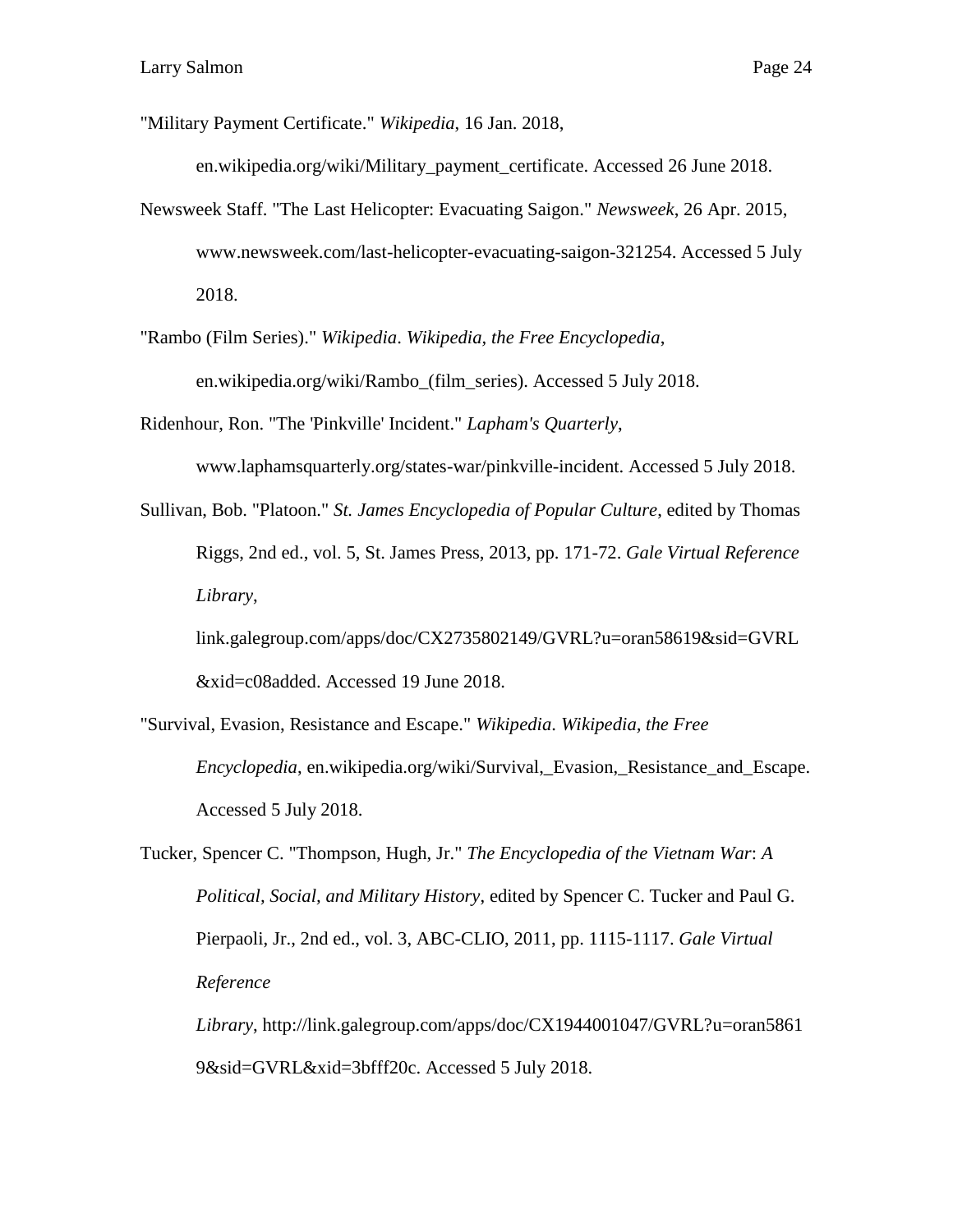"Military Payment Certificate." *Wikipedia*, 16 Jan. 2018, en.wikipedia.org/wiki/Military_payment_certificate. Accessed 26 June 2018.

Newsweek Staff. "The Last Helicopter: Evacuating Saigon." *Newsweek*, 26 Apr. 2015, www.newsweek.com/last-helicopter-evacuating-saigon-321254. Accessed 5 July 2018.

"Rambo (Film Series)." *Wikipedia*. *Wikipedia, the Free Encyclopedia*, en.wikipedia.org/wiki/Rambo_(film_series). Accessed 5 July 2018.

Ridenhour, Ron. "The 'Pinkville' Incident." *Lapham's Quarterly*, www.laphamsquarterly.org/states-war/pinkville-incident. Accessed 5 July 2018.

Sullivan, Bob. "Platoon." *St. James Encyclopedia of Popular Culture*, edited by Thomas Riggs, 2nd ed., vol. 5, St. James Press, 2013, pp. 171-72. *Gale Virtual Reference Library*, link.galegroup.com/apps/doc/CX2735802149/GVRL?u=oran58619&sid=GVRL&xid=c08added. Accessed 19 June 2018.

"Survival, Evasion, Resistance and Escape." *Wikipedia*. *Wikipedia, the Free Encyclopedia*, en.wikipedia.org/wiki/Survival,_Evasion,_Resistance_and_Escape. Accessed 5 July 2018.

Tucker, Spencer C. "Thompson, Hugh, Jr." *The Encyclopedia of the Vietnam War*: *A Political, Social, and Military History*, edited by Spencer C. Tucker and Paul G. Pierpaoli, Jr., 2nd ed., vol. 3, ABC-CLIO, 2011, pp. 1115-1117. *Gale Virtual Reference Library*, http://link.galegroup.com/apps/doc/CX1944001047/GVRL?u=oran58619&sid=GVRL&xid=3bfff20c. Accessed 5 July 2018.